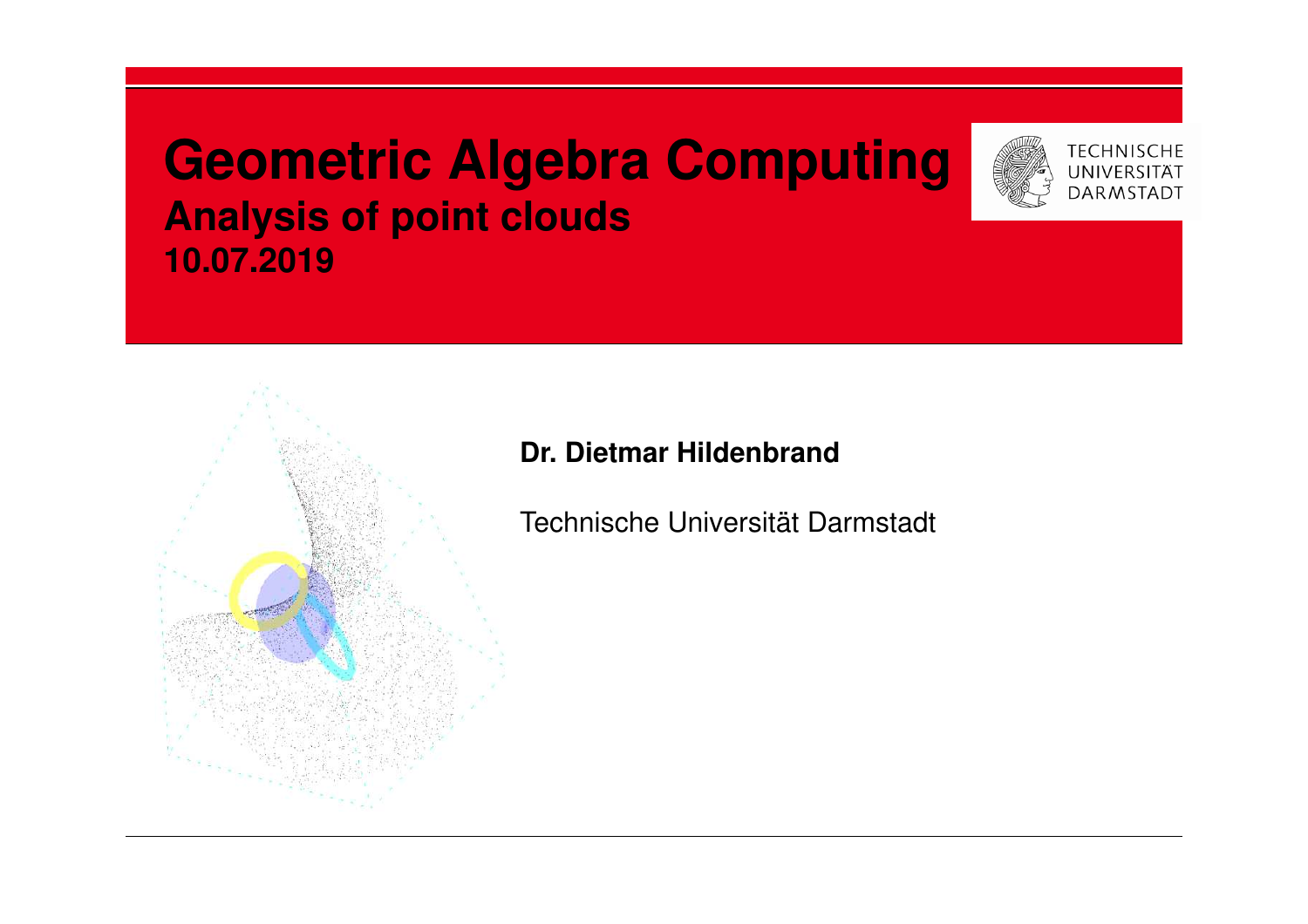# Geometric Algebra Computing

## Analysis of point clouds

**10.07.2019**

**Dr. Dietmar Hildenbrand**

Technische Universität Darmstadt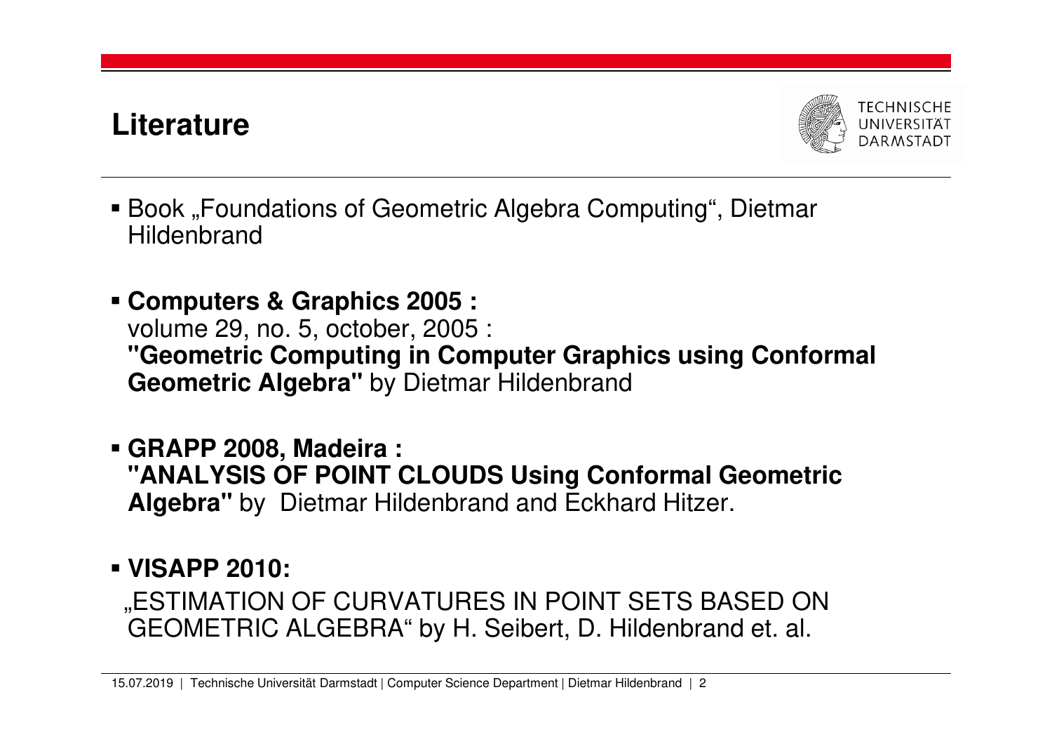# Literature

- Book „Foundations of Geometric Algebra Computing“, Dietmar Hildenbrand

- **Computers & Graphics 2005 :**
  volume 29, no. 5, october, 2005 :
  **"Geometric Computing in Computer Graphics using Conformal Geometric Algebra"** by Dietmar Hildenbrand

- **GRAPP 2008, Madeira :**
  **"ANALYSIS OF POINT CLOUDS Using Conformal Geometric Algebra"** by Dietmar Hildenbrand and Eckhard Hitzer.

- **VISAPP 2010:**
  „ESTIMATION OF CURVATURES IN POINT SETS BASED ON GEOMETRIC ALGEBRA“ by H. Seibert, D. Hildenbrand et. al.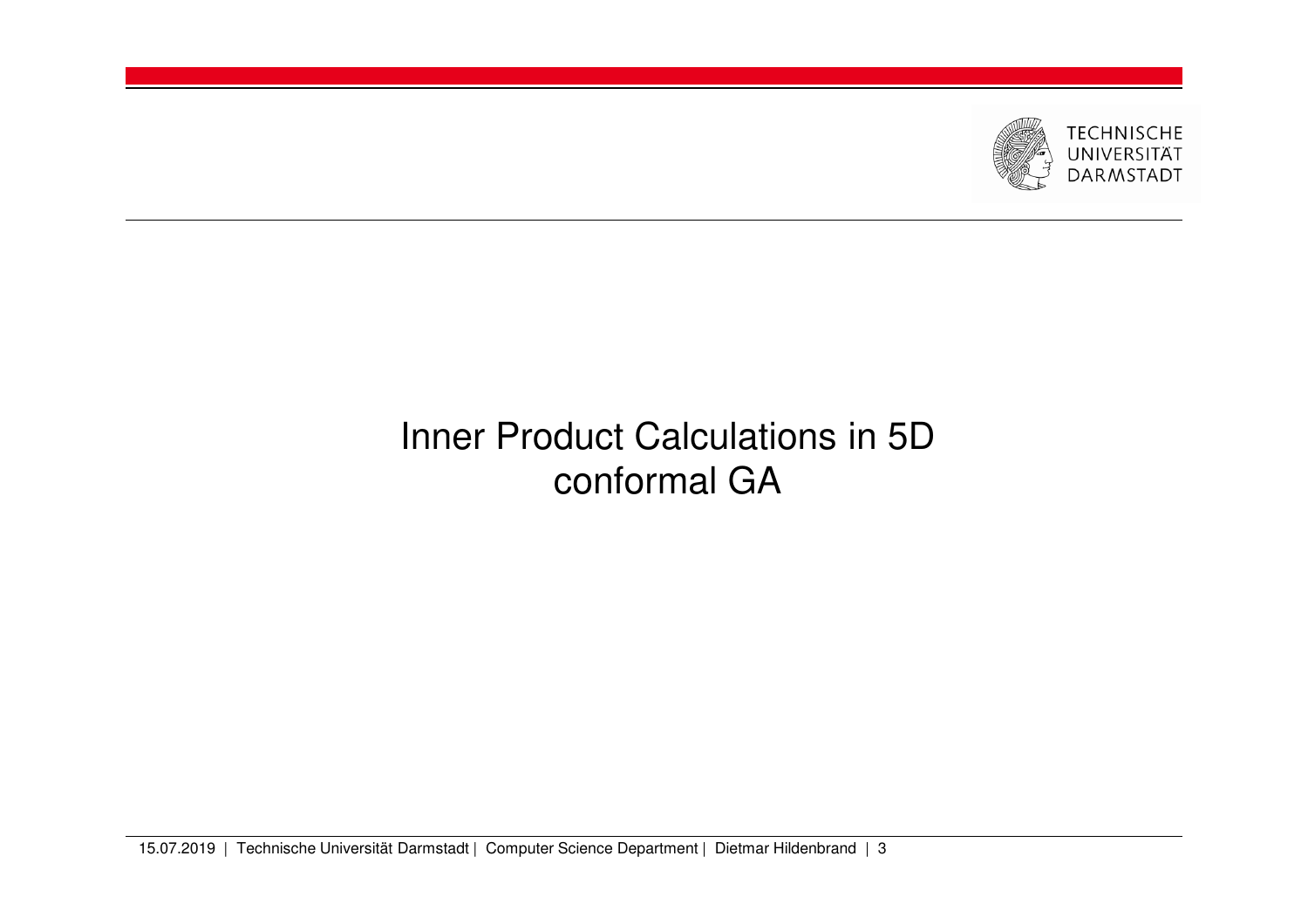# Inner Product Calculations in 5D conformal GA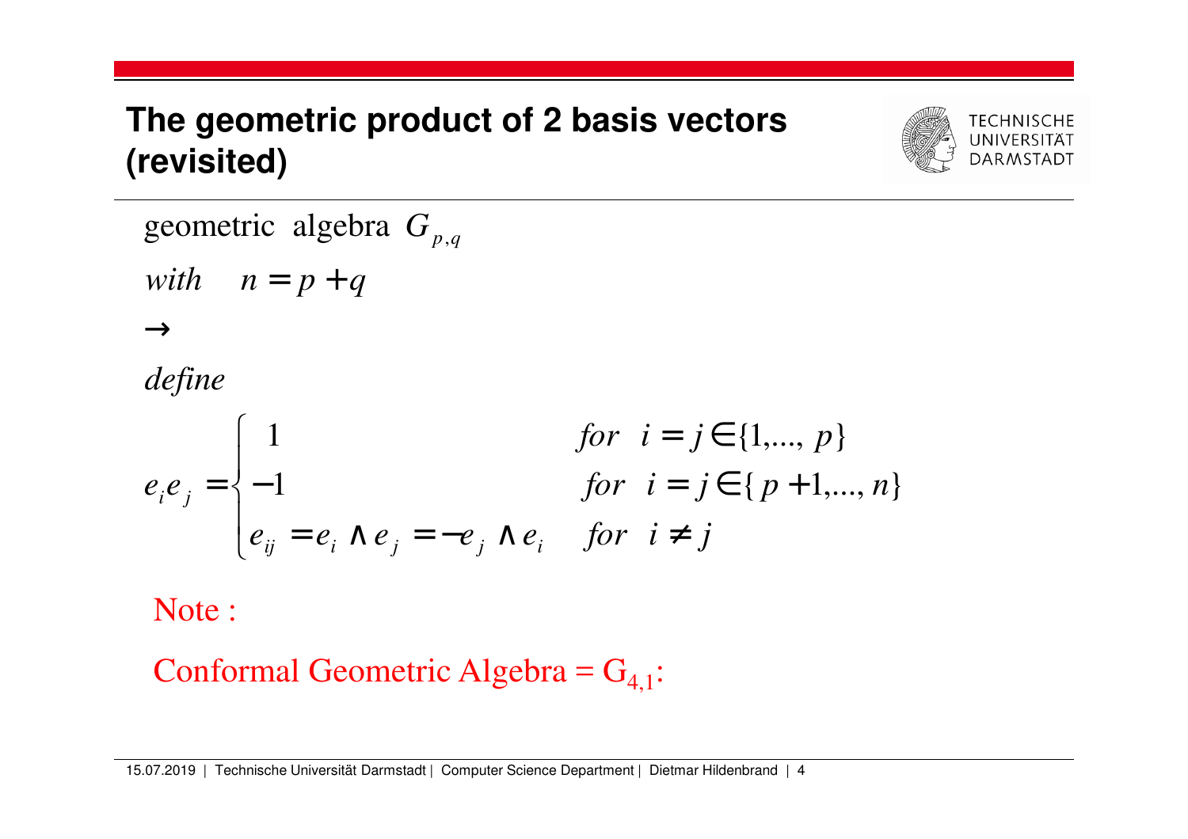# The geometric product of 2 basis vectors (revisited)

geometric algebra $G_{p,q}$

*with* $n = p + q$

$\rightarrow$

*define*

$$e_i e_j = \begin{cases} 1 & \text{for } i = j \in \{1,...,p\} \\ -1 & \text{for } i = j \in \{p+1,...,n\} \\ e_{ij} = e_i \wedge e_j = -e_j \wedge e_i & \text{for } i \neq j \end{cases}$$

Note :

Conformal Geometric Algebra = $G_{4,1}$: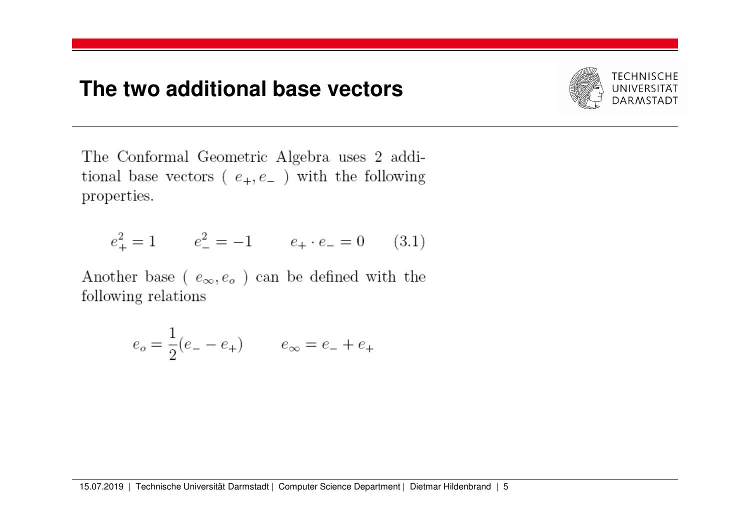# The two additional base vectors

The Conformal Geometric Algebra uses 2 additional base vectors ( $e_+, e_-$ ) with the following properties.

$$e_+^2 = 1 \qquad e_-^2 = -1 \qquad e_+ \cdot e_- = 0 \qquad (3.1)$$

Another base ( $e_\infty, e_o$ ) can be defined with the following relations

$$e_o = \frac{1}{2}(e_- - e_+) \qquad e_\infty = e_- + e_+$$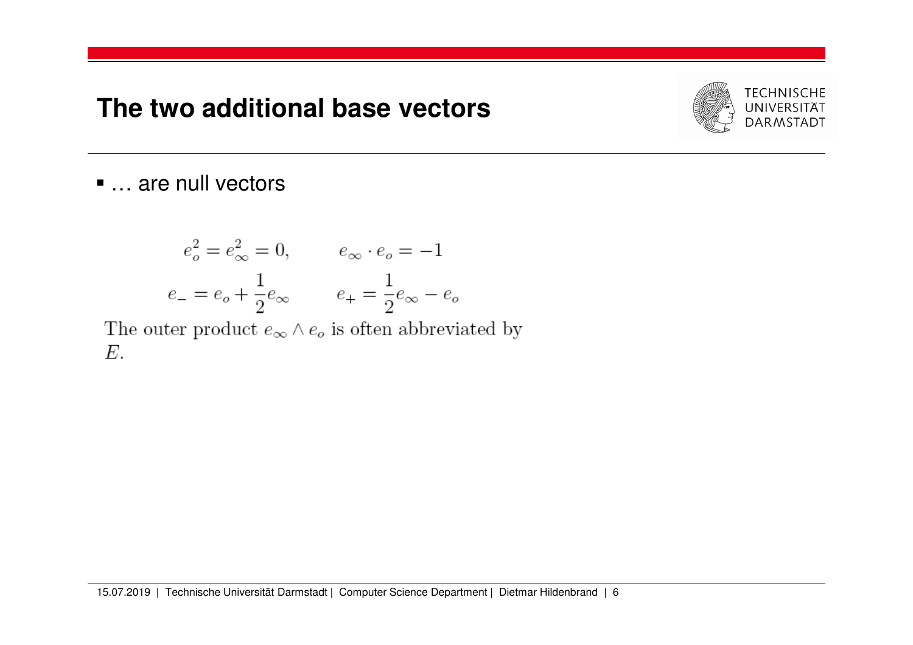# The two additional base vectors

- … are null vectors

$$e_o^2 = e_\infty^2 = 0, \qquad e_\infty \cdot e_o = -1$$

$$e_- = e_o + \frac{1}{2}e_\infty \qquad e_+ = \frac{1}{2}e_\infty - e_o$$

The outer product $e_\infty \wedge e_o$ is often abbreviated by $E$.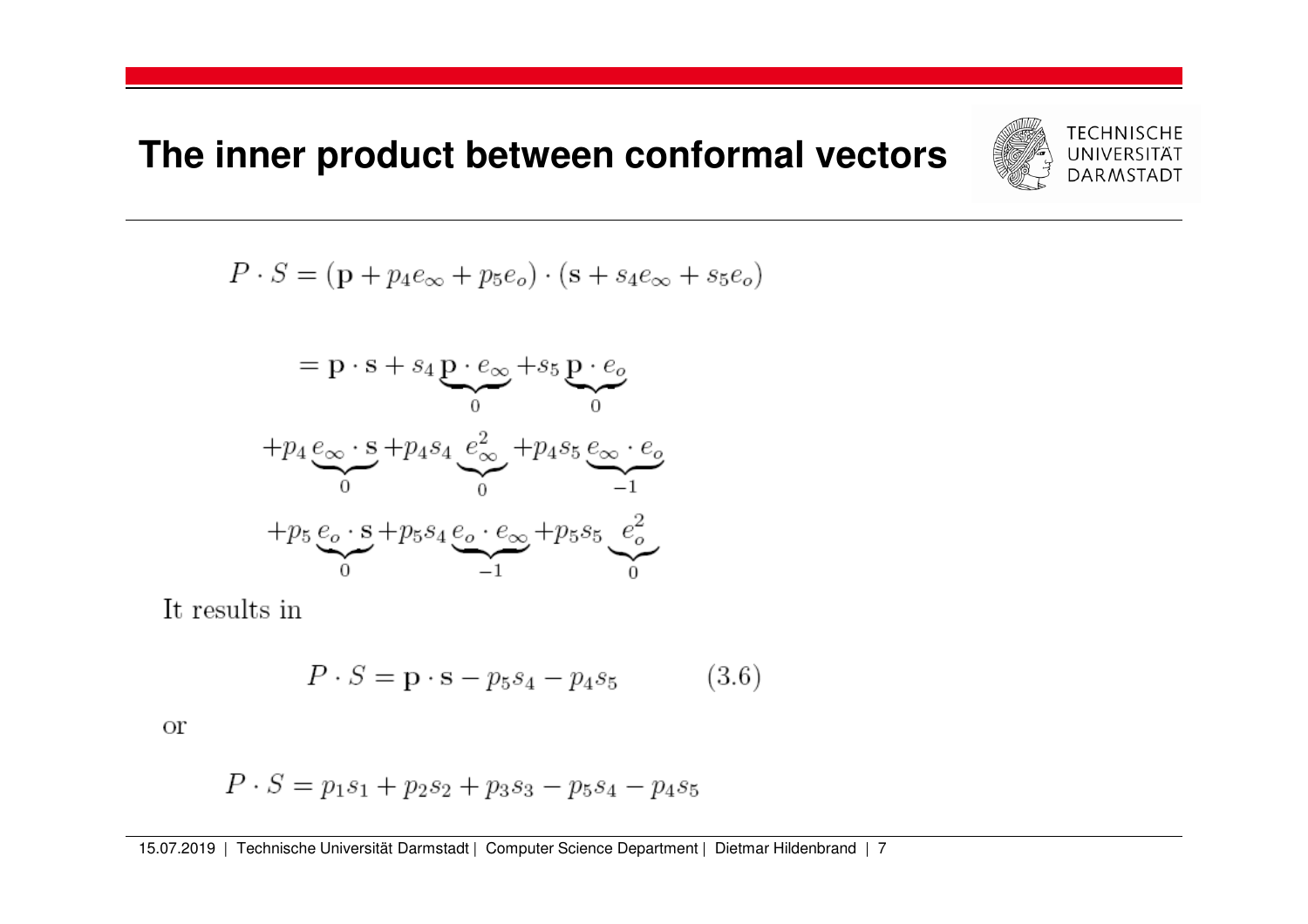# The inner product between conformal vectors

$$P \cdot S = (\mathbf{p} + p_4 e_\infty + p_5 e_o) \cdot (\mathbf{s} + s_4 e_\infty + s_5 e_o)$$

$$= \mathbf{p} \cdot \mathbf{s} + s_4 \underbrace{\mathbf{p} \cdot e_\infty}_{0} + s_5 \underbrace{\mathbf{p} \cdot e_o}_{0}$$

$$+ p_4 \underbrace{e_\infty \cdot \mathbf{s}}_{0} + p_4 s_4 \underbrace{e_\infty^2}_{0} + p_4 s_5 \underbrace{e_\infty \cdot e_o}_{-1}$$

$$+ p_5 \underbrace{e_o \cdot \mathbf{s}}_{0} + p_5 s_4 \underbrace{e_o \cdot e_\infty}_{-1} + p_5 s_5 \underbrace{e_o^2}_{0}$$

It results in

$$P \cdot S = \mathbf{p} \cdot \mathbf{s} - p_5 s_4 - p_4 s_5 \qquad (3.6)$$

or

$$P \cdot S = p_1 s_1 + p_2 s_2 + p_3 s_3 - p_5 s_4 - p_4 s_5$$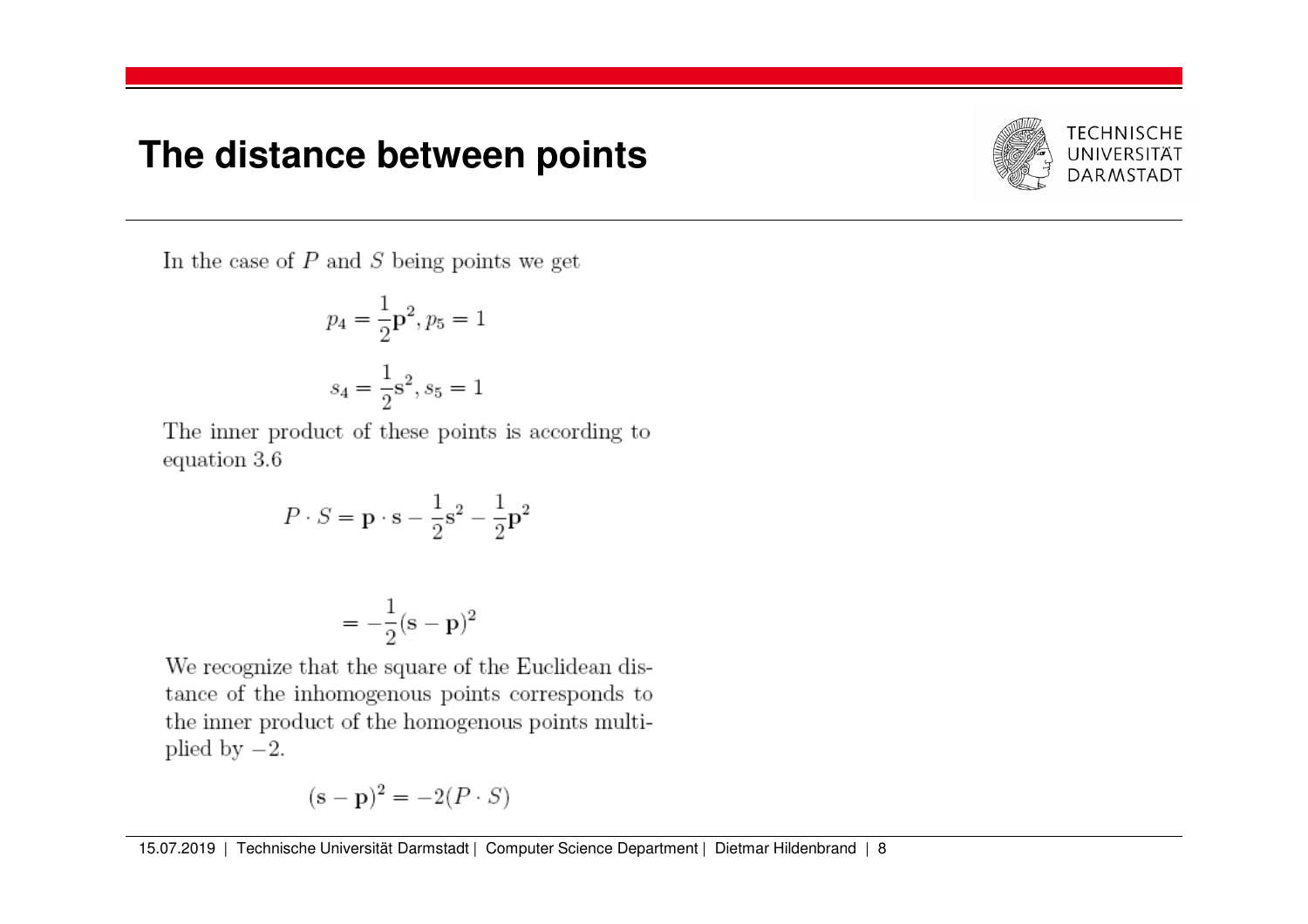# The distance between points

In the case of $P$ and $S$ being points we get

$$p_4 = \frac{1}{2}\mathbf{p}^2, p_5 = 1$$

$$s_4 = \frac{1}{2}\mathbf{s}^2, s_5 = 1$$

The inner product of these points is according to equation 3.6

$$P \cdot S = \mathbf{p} \cdot \mathbf{s} - \frac{1}{2}\mathbf{s}^2 - \frac{1}{2}\mathbf{p}^2$$

$$= -\frac{1}{2}(\mathbf{s} - \mathbf{p})^2$$

We recognize that the square of the Euclidean distance of the inhomogenous points corresponds to the inner product of the homogenous points multiplied by $-2$.

$$(\mathbf{s} - \mathbf{p})^2 = -2(P \cdot S)$$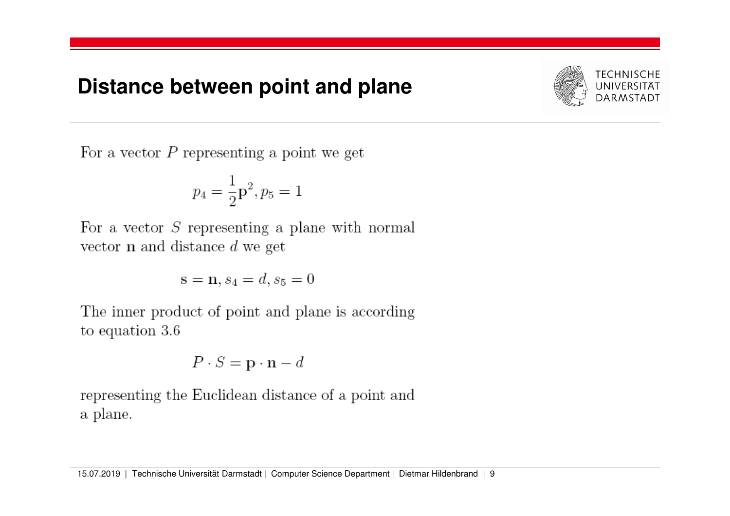# Distance between point and plane

For a vector $P$ representing a point we get

$$p_4 = \frac{1}{2}\mathbf{p}^2, p_5 = 1$$

For a vector $S$ representing a plane with normal vector $\mathbf{n}$ and distance $d$ we get

$$\mathbf{s} = \mathbf{n}, s_4 = d, s_5 = 0$$

The inner product of point and plane is according to equation 3.6

$$P \cdot S = \mathbf{p} \cdot \mathbf{n} - d$$

representing the Euclidean distance of a point and a plane.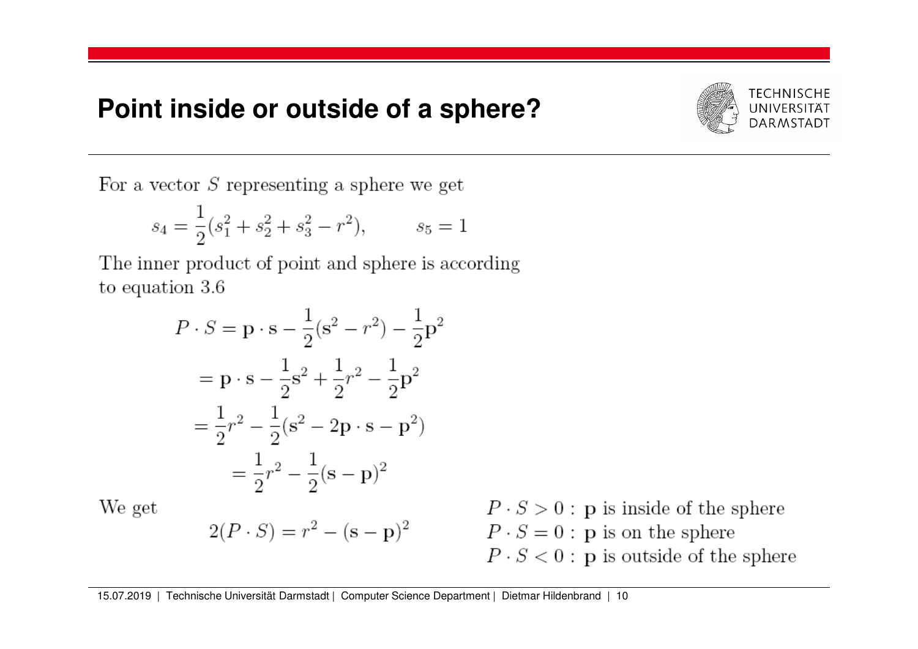# Point inside or outside of a sphere?

For a vector $S$ representing a sphere we get

$$s_4 = \frac{1}{2}(s_1^2 + s_2^2 + s_3^2 - r^2), \qquad s_5 = 1$$

The inner product of point and sphere is according to equation 3.6

$$
\begin{aligned}
P \cdot S &= \mathbf{p} \cdot \mathbf{s} - \frac{1}{2}(\mathbf{s}^2 - r^2) - \frac{1}{2}\mathbf{p}^2 \\
&= \mathbf{p} \cdot \mathbf{s} - \frac{1}{2}\mathbf{s}^2 + \frac{1}{2}r^2 - \frac{1}{2}\mathbf{p}^2 \\
&= \frac{1}{2}r^2 - \frac{1}{2}(\mathbf{s}^2 - 2\mathbf{p} \cdot \mathbf{s} - \mathbf{p}^2) \\
&= \frac{1}{2}r^2 - \frac{1}{2}(\mathbf{s} - \mathbf{p})^2
\end{aligned}
$$

We get

$$2(P \cdot S) = r^2 - (\mathbf{s} - \mathbf{p})^2$$

$P \cdot S > 0$ : $\mathbf{p}$ is inside of the sphere

$P \cdot S = 0$ : $\mathbf{p}$ is on the sphere

$P \cdot S < 0$ : $\mathbf{p}$ is outside of the sphere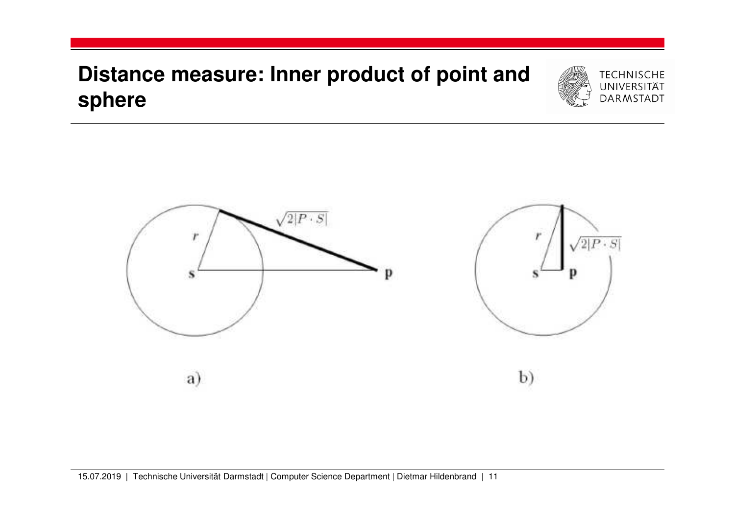# Distance measure: Inner product of point and sphere

$r$ $\sqrt{2|P \cdot S|}$ $\mathbf{s}$ $\mathbf{p}$

a)

$r$ $\sqrt{2|P \cdot S|}$ $\mathbf{s}$ $\mathbf{p}$

b)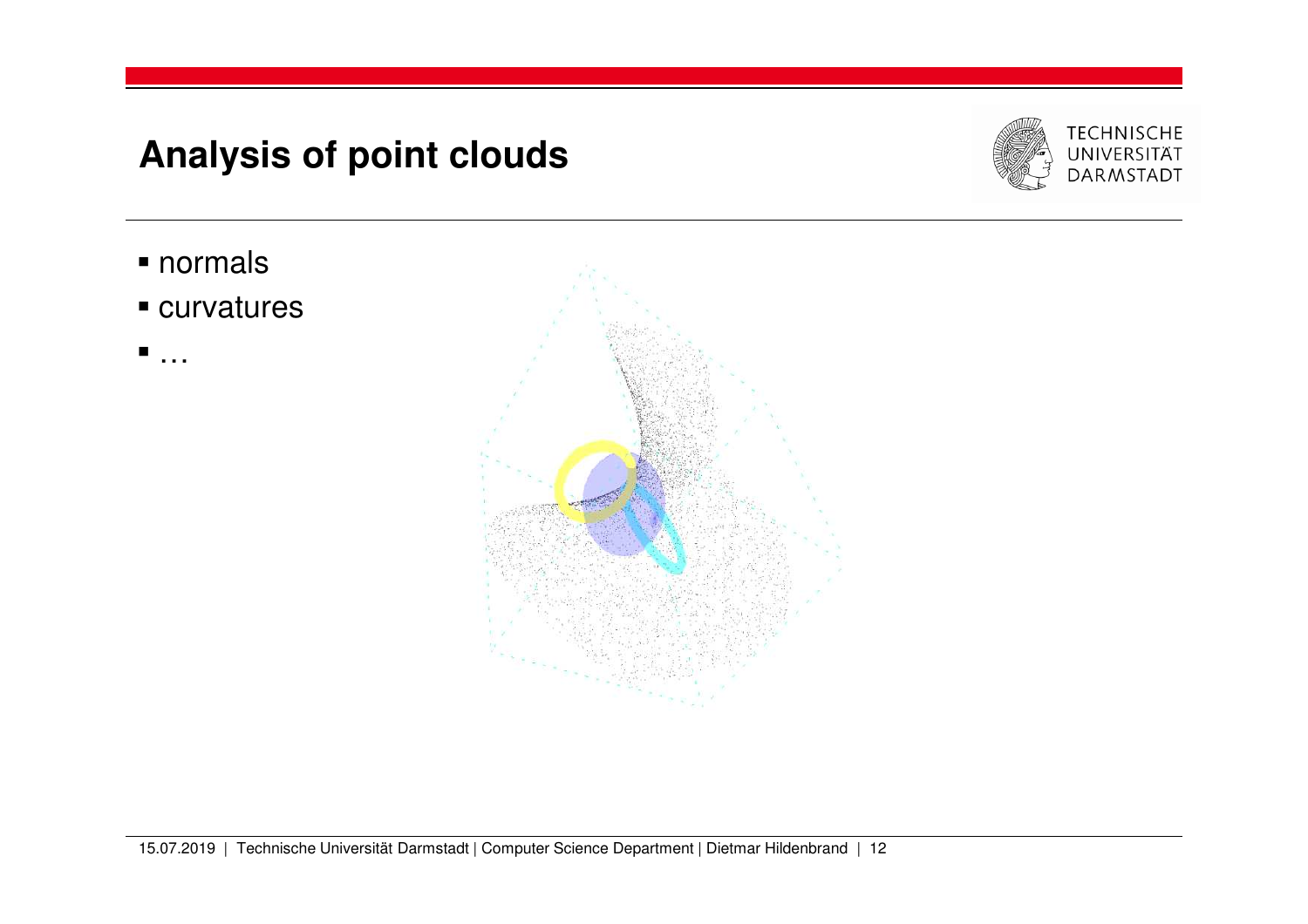# Analysis of point clouds

- normals
- curvatures
- …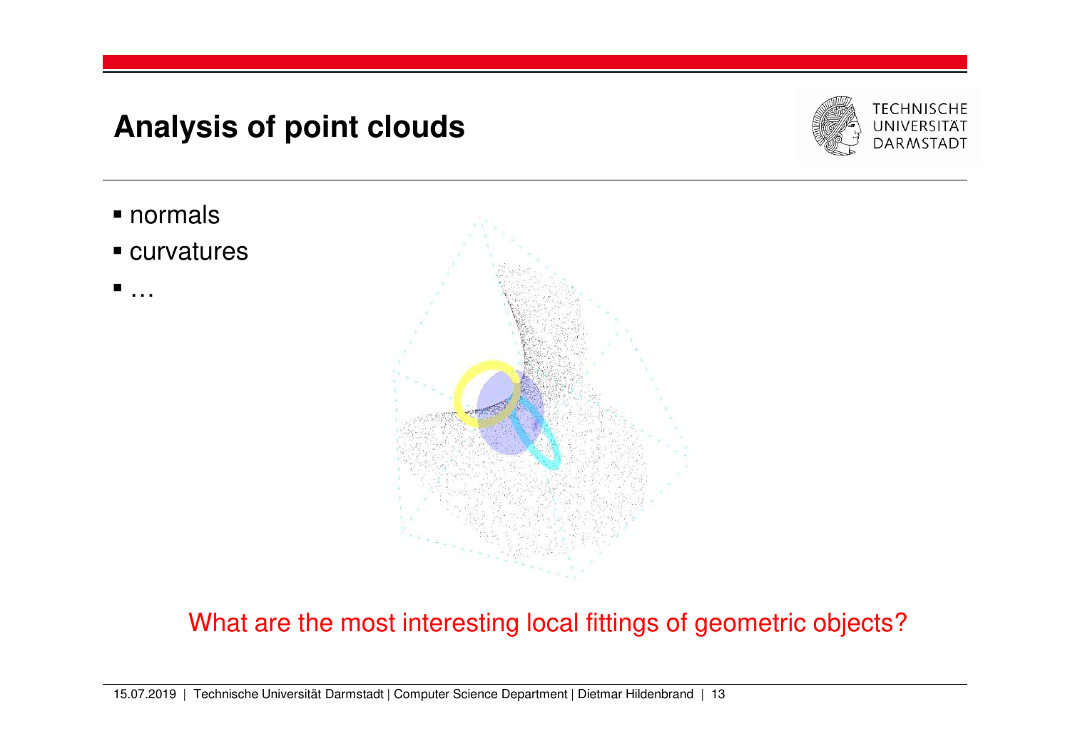# Analysis of point clouds

- normals
- curvatures
- …

What are the most interesting local fittings of geometric objects?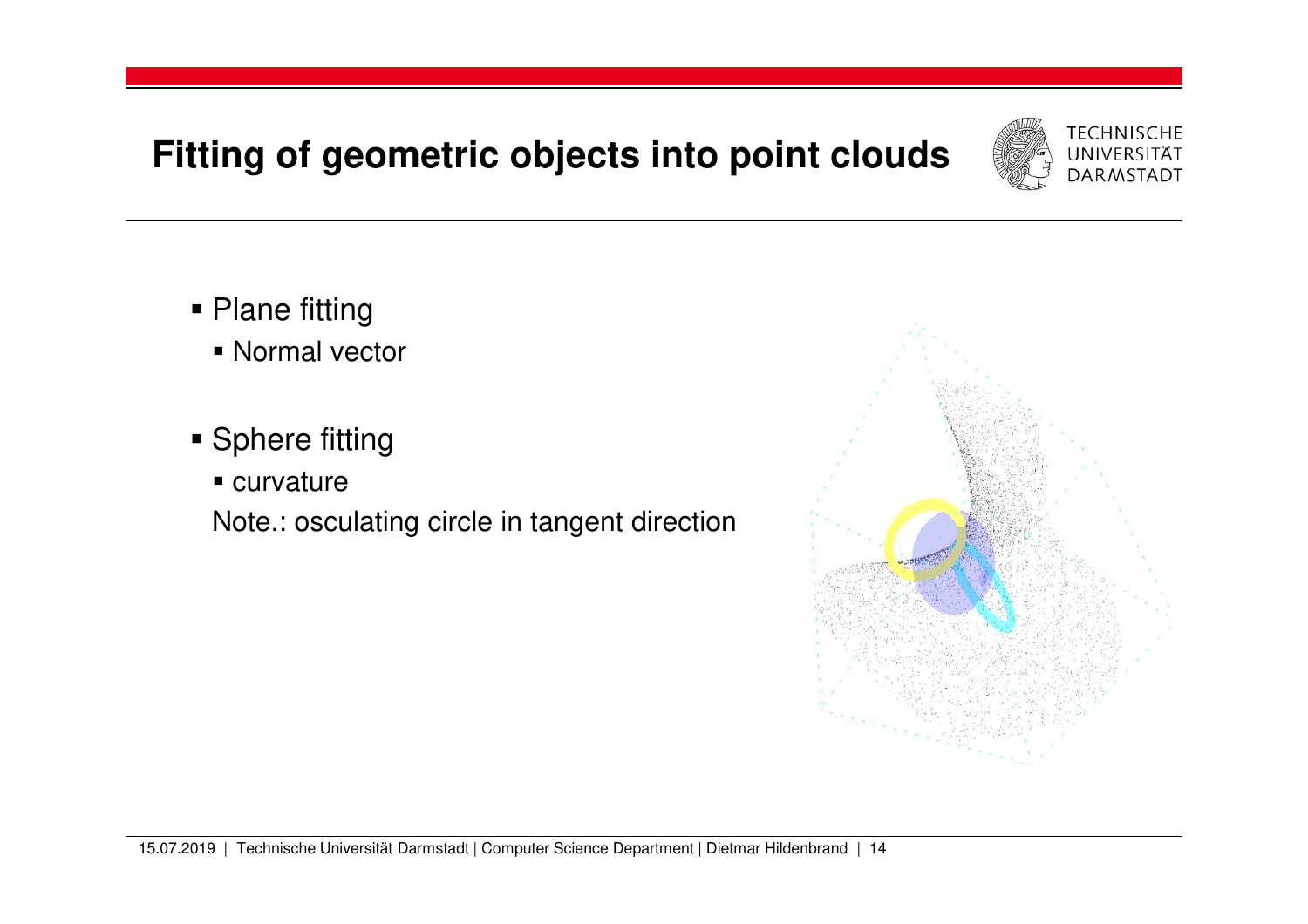# Fitting of geometric objects into point clouds

- Plane fitting
  - Normal vector

- Sphere fitting
  - curvature

  Note.: osculating circle in tangent direction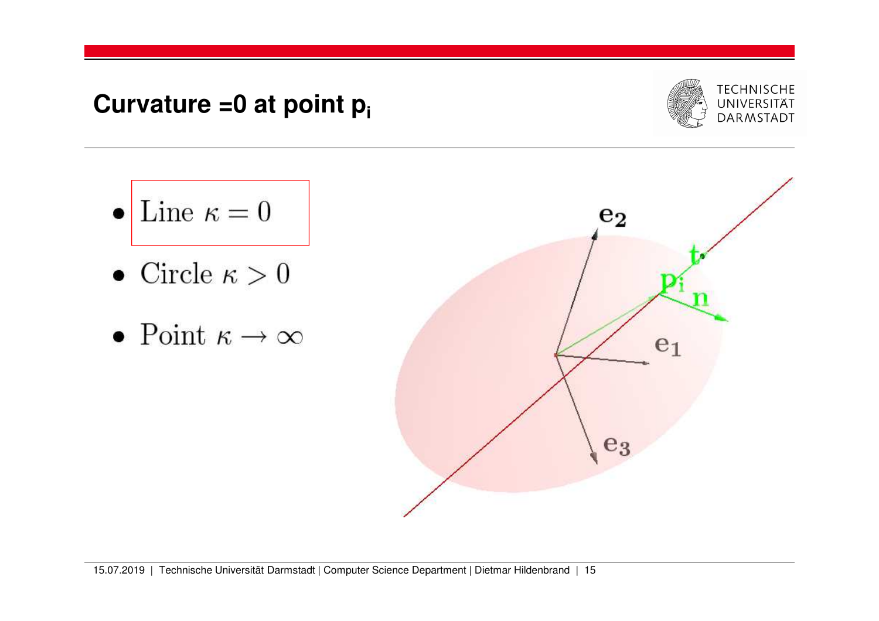# Curvature =0 at point $p_i$

- Line $\kappa = 0$
- Circle $\kappa > 0$
- Point $\kappa \to \infty$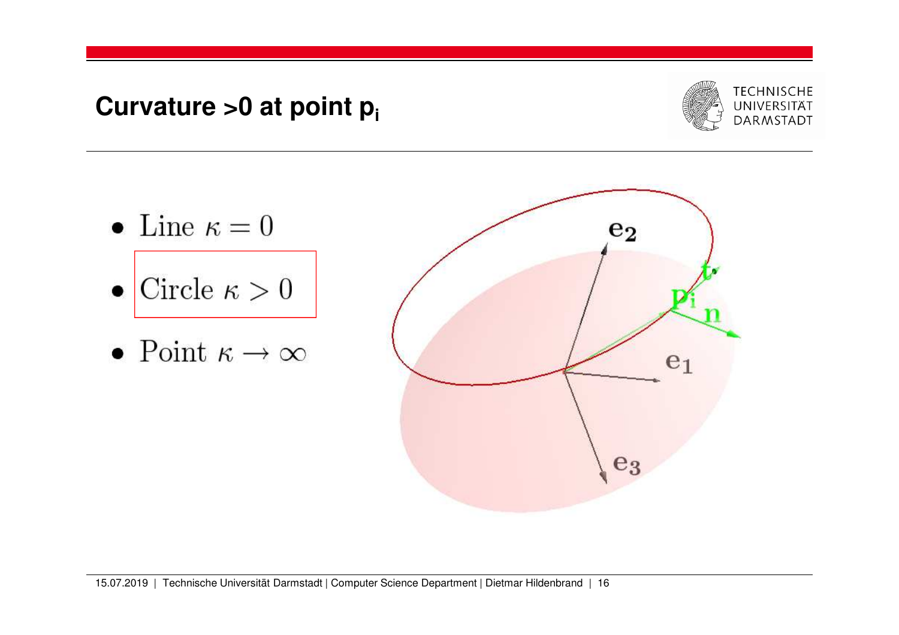# Curvature >0 at point $p_i$

- Line $\kappa = 0$
- Circle $\kappa > 0$
- Point $\kappa \to \infty$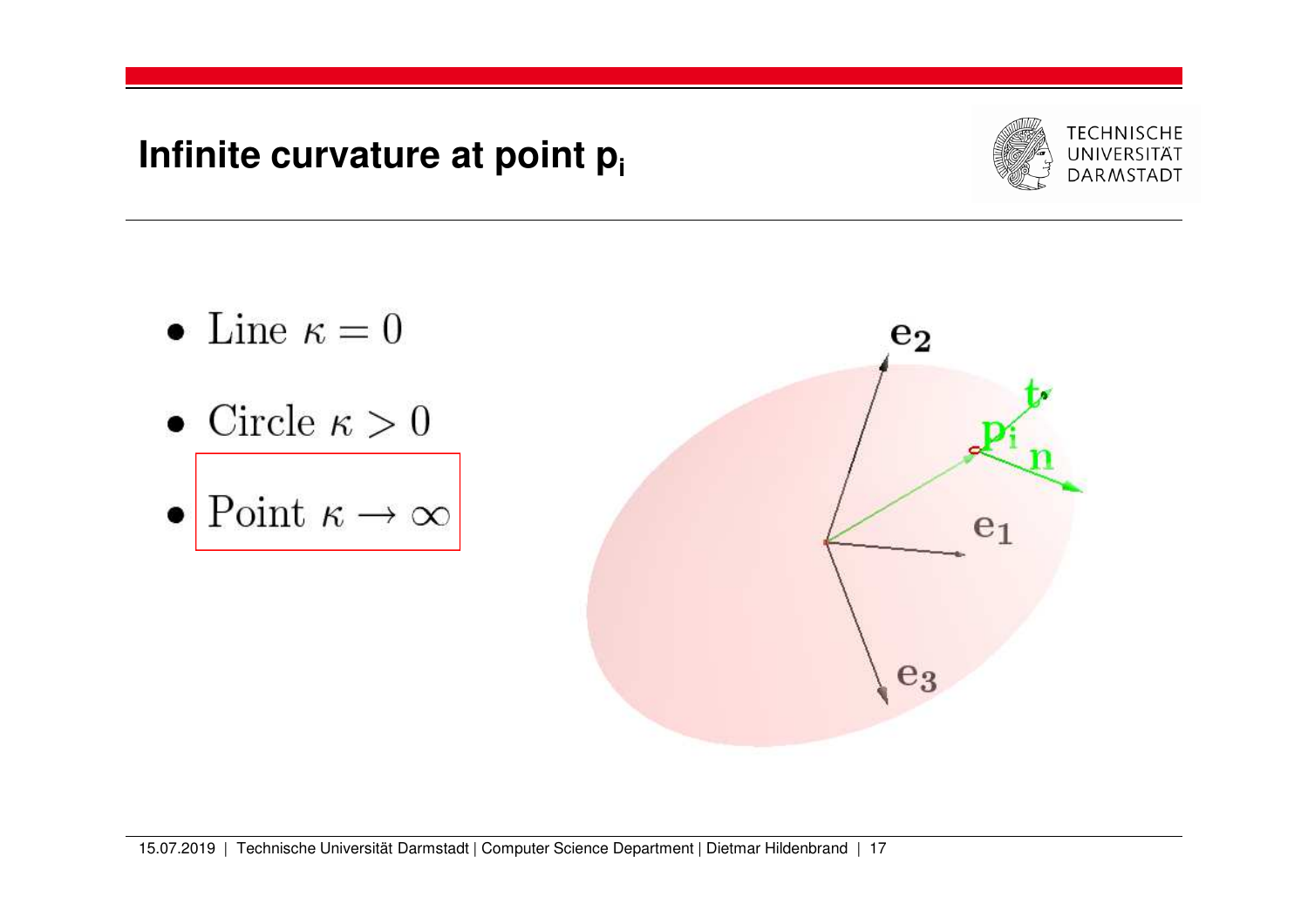## Infinite curvature at point $p_i$

- Line $\kappa = 0$
- Circle $\kappa > 0$
- Point $\kappa \to \infty$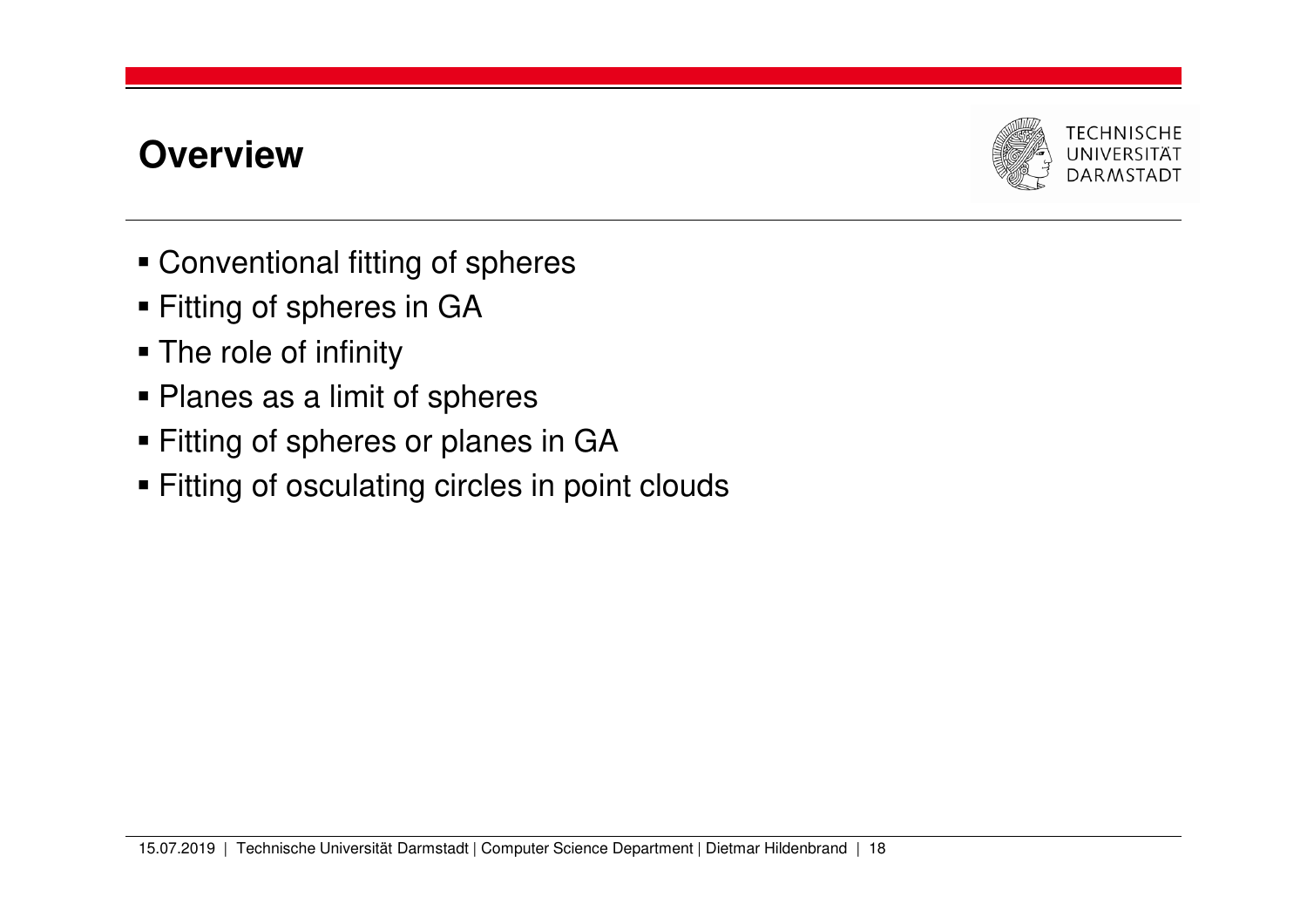# Overview

- Conventional fitting of spheres
- Fitting of spheres in GA
- The role of infinity
- Planes as a limit of spheres
- Fitting of spheres or planes in GA
- Fitting of osculating circles in point clouds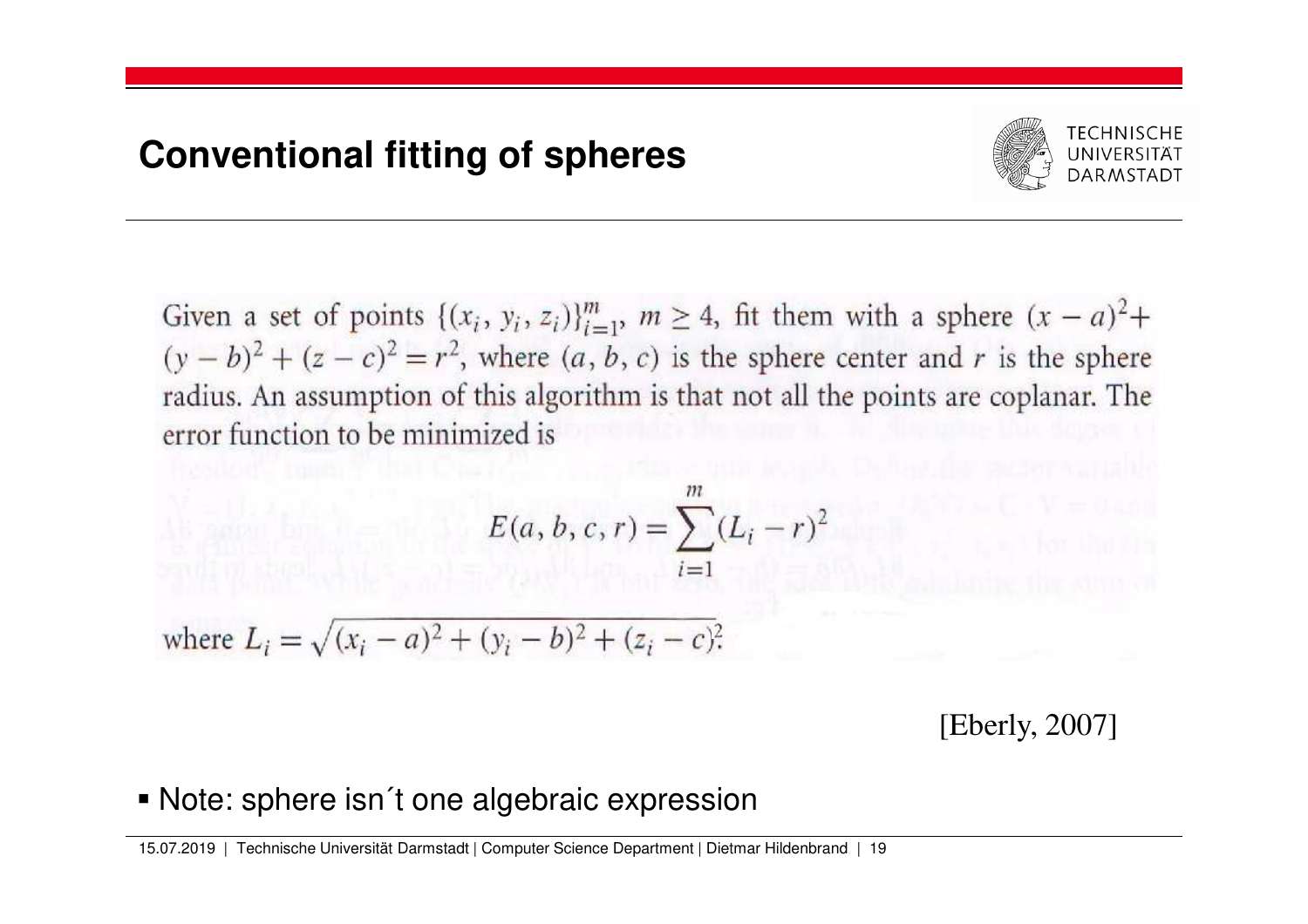# Conventional fitting of spheres

Given a set of points $\{(x_i, y_i, z_i)\}_{i=1}^{m}$, $m \geq 4$, fit them with a sphere $(x-a)^2 + (y-b)^2 + (z-c)^2 = r^2$, where $(a, b, c)$ is the sphere center and $r$ is the sphere radius. An assumption of this algorithm is that not all the points are coplanar. The error function to be minimized is

$$E(a, b, c, r) = \sum_{i=1}^{m} (L_i - r)^2$$

where $L_i = \sqrt{(x_i - a)^2 + (y_i - b)^2 + (z_i - c)^2}$.

[Eberly, 2007]

- Note: sphere isn´t one algebraic expression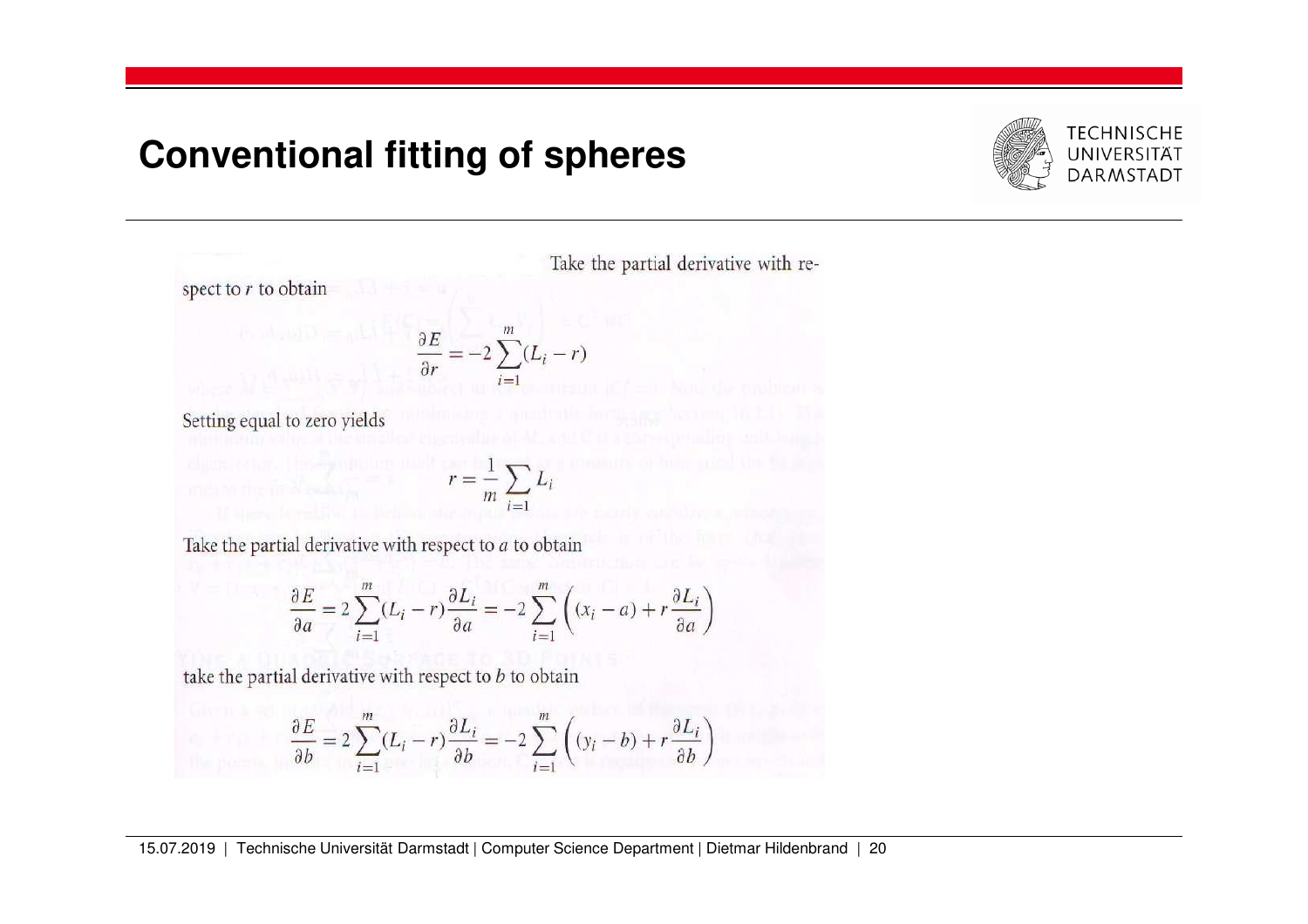# Conventional fitting of spheres

Take the partial derivative with respect to $r$ to obtain

$$\frac{\partial E}{\partial r} = -2 \sum_{i=1}^{m} (L_i - r)$$

Setting equal to zero yields

$$r = \frac{1}{m} \sum_{i=1} L_i$$

Take the partial derivative with respect to $a$ to obtain

$$\frac{\partial E}{\partial a} = 2 \sum_{i=1}^{m} (L_i - r) \frac{\partial L_i}{\partial a} = -2 \sum_{i=1}^{m} \left( (x_i - a) + r \frac{\partial L_i}{\partial a} \right)$$

take the partial derivative with respect to $b$ to obtain

$$\frac{\partial E}{\partial b} = 2 \sum_{i=1}^{m} (L_i - r) \frac{\partial L_i}{\partial b} = -2 \sum_{i=1}^{m} \left( (y_i - b) + r \frac{\partial L_i}{\partial b} \right)$$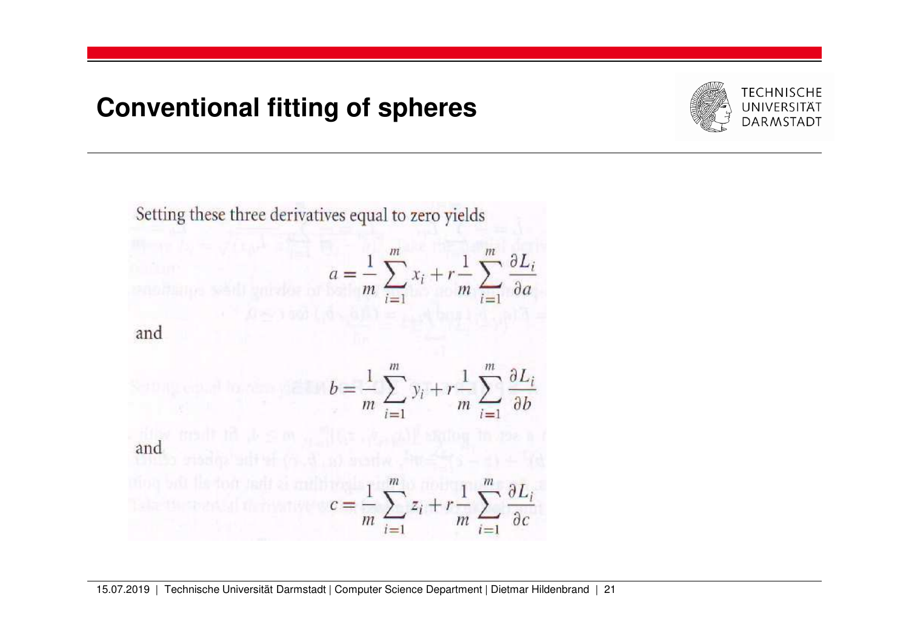# Conventional fitting of spheres

Setting these three derivatives equal to zero yields

$$a = \frac{1}{m}\sum_{i=1}^{m} x_i + r\frac{1}{m}\sum_{i=1}^{m}\frac{\partial L_i}{\partial a}$$

and

$$b = \frac{1}{m}\sum_{i=1}^{m} y_i + r\frac{1}{m}\sum_{i=1}^{m}\frac{\partial L_i}{\partial b}$$

and

$$c = \frac{1}{m}\sum_{i=1}^{m} z_i + r\frac{1}{m}\sum_{i=1}^{m}\frac{\partial L_i}{\partial c}$$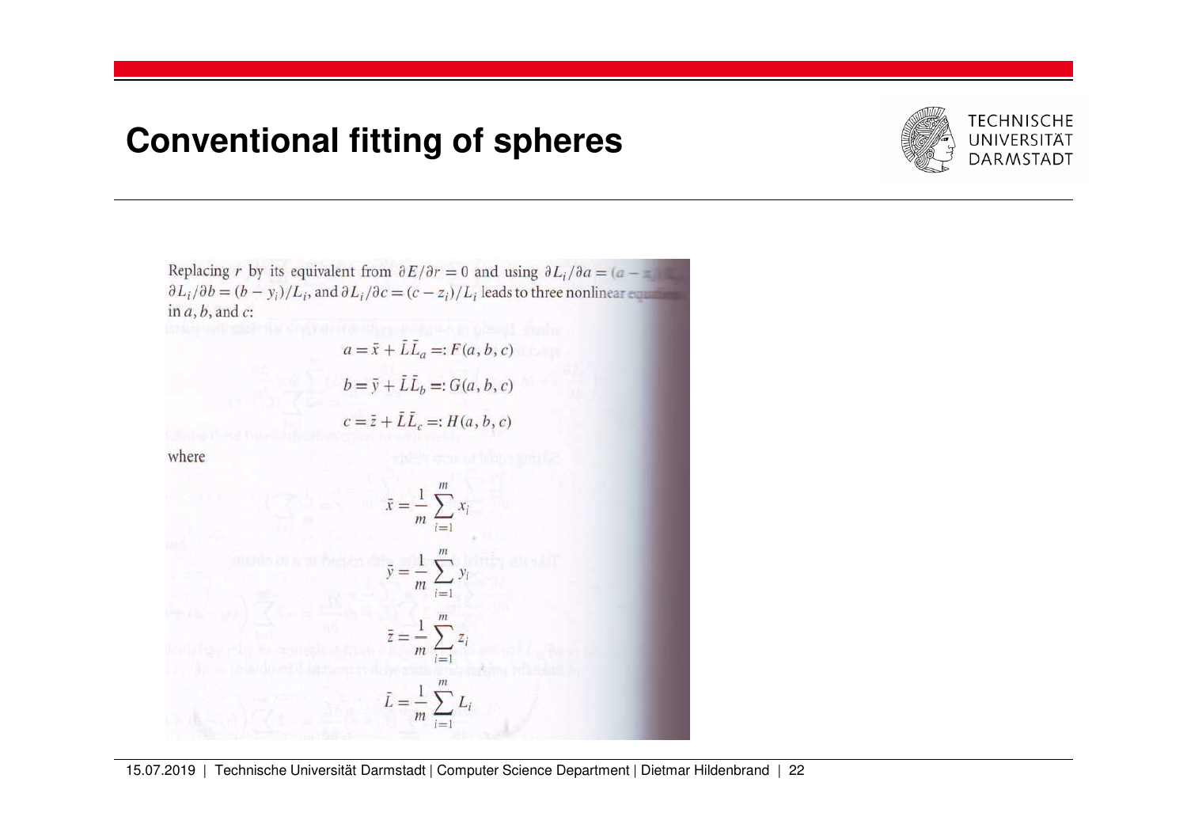# Conventional fitting of spheres

Replacing $r$ by its equivalent from $\partial E/\partial r = 0$ and using $\partial L_i/\partial a = (a - x_i)/L_i$, $\partial L_i/\partial b = (b - y_i)/L_i$, and $\partial L_i/\partial c = (c - z_i)/L_i$ leads to three nonlinear equations in $a$, $b$, and $c$:

$$a = \bar{x} + \bar{L}\bar{L}_a =: F(a, b, c)$$

$$b = \bar{y} + \bar{L}\bar{L}_b =: G(a, b, c)$$

$$c = \bar{z} + \bar{L}\bar{L}_c =: H(a, b, c)$$

where

$$\bar{x} = \frac{1}{m}\sum_{i=1}^{m} x_i$$

$$\bar{y} = \frac{1}{m}\sum_{i=1}^{m} y_i$$

$$\bar{z} = \frac{1}{m}\sum_{i=1}^{m} z_i$$

$$\bar{L} = \frac{1}{m}\sum_{i=1}^{m} L_i$$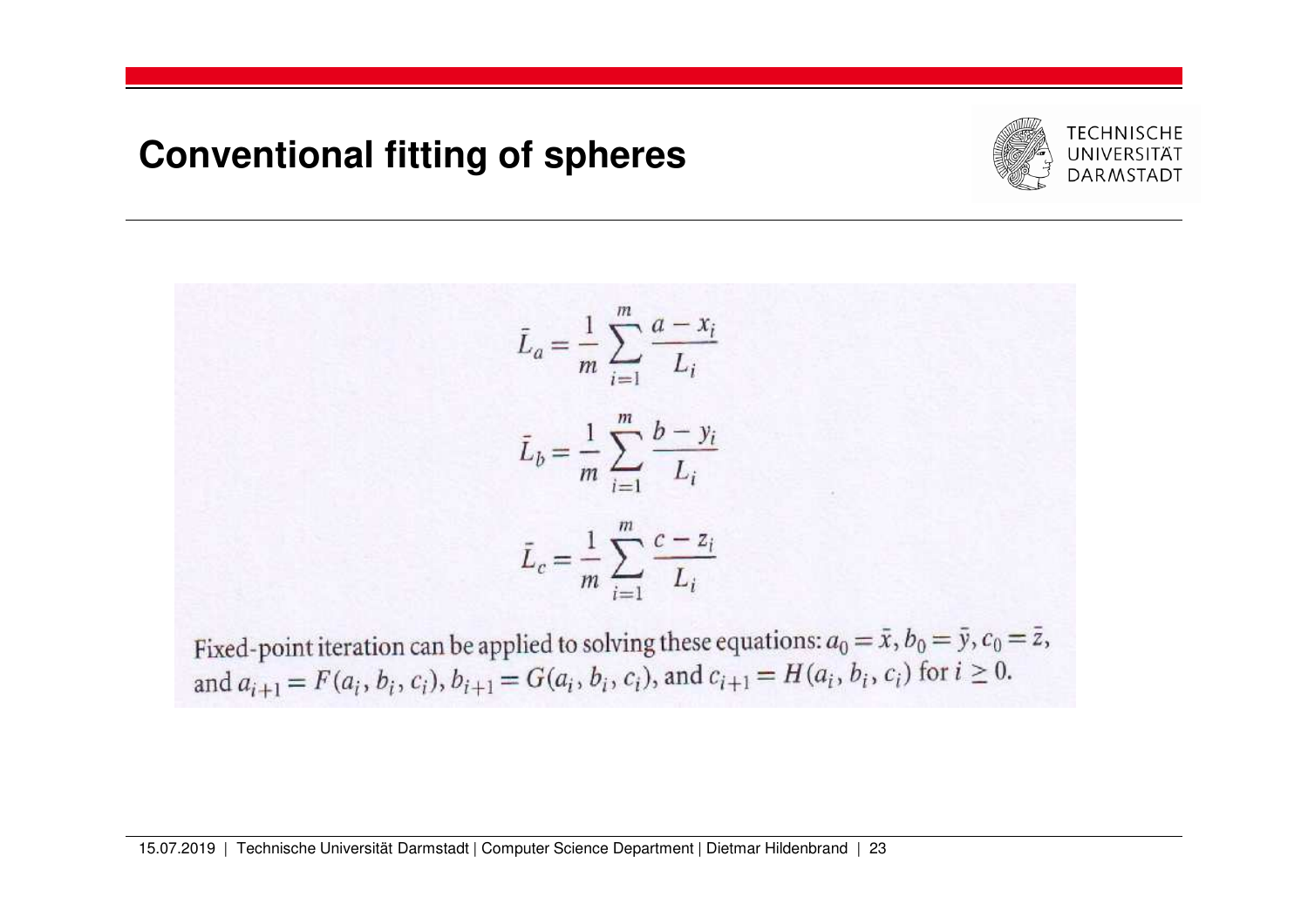# Conventional fitting of spheres

$$\bar{L}_a = \frac{1}{m} \sum_{i=1}^{m} \frac{a - x_i}{L_i}$$

$$\bar{L}_b = \frac{1}{m} \sum_{i=1}^{m} \frac{b - y_i}{L_i}$$

$$\bar{L}_c = \frac{1}{m} \sum_{i=1}^{m} \frac{c - z_i}{L_i}$$

Fixed-point iteration can be applied to solving these equations: $a_0 = \bar{x}, b_0 = \bar{y}, c_0 = \bar{z}$, and $a_{i+1} = F(a_i, b_i, c_i), b_{i+1} = G(a_i, b_i, c_i)$, and $c_{i+1} = H(a_i, b_i, c_i)$ for $i \geq 0$.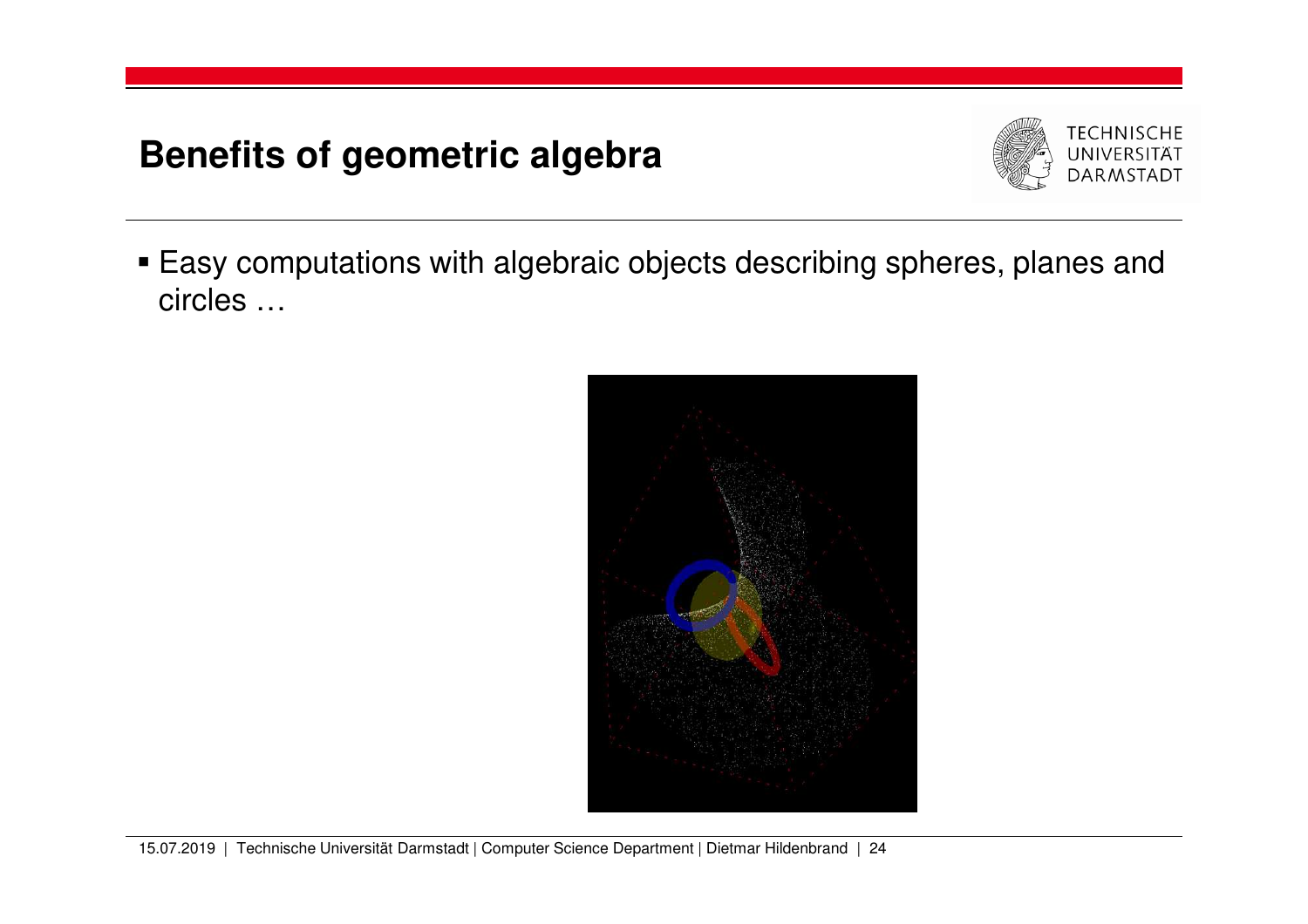# Benefits of geometric algebra

- Easy computations with algebraic objects describing spheres, planes and circles …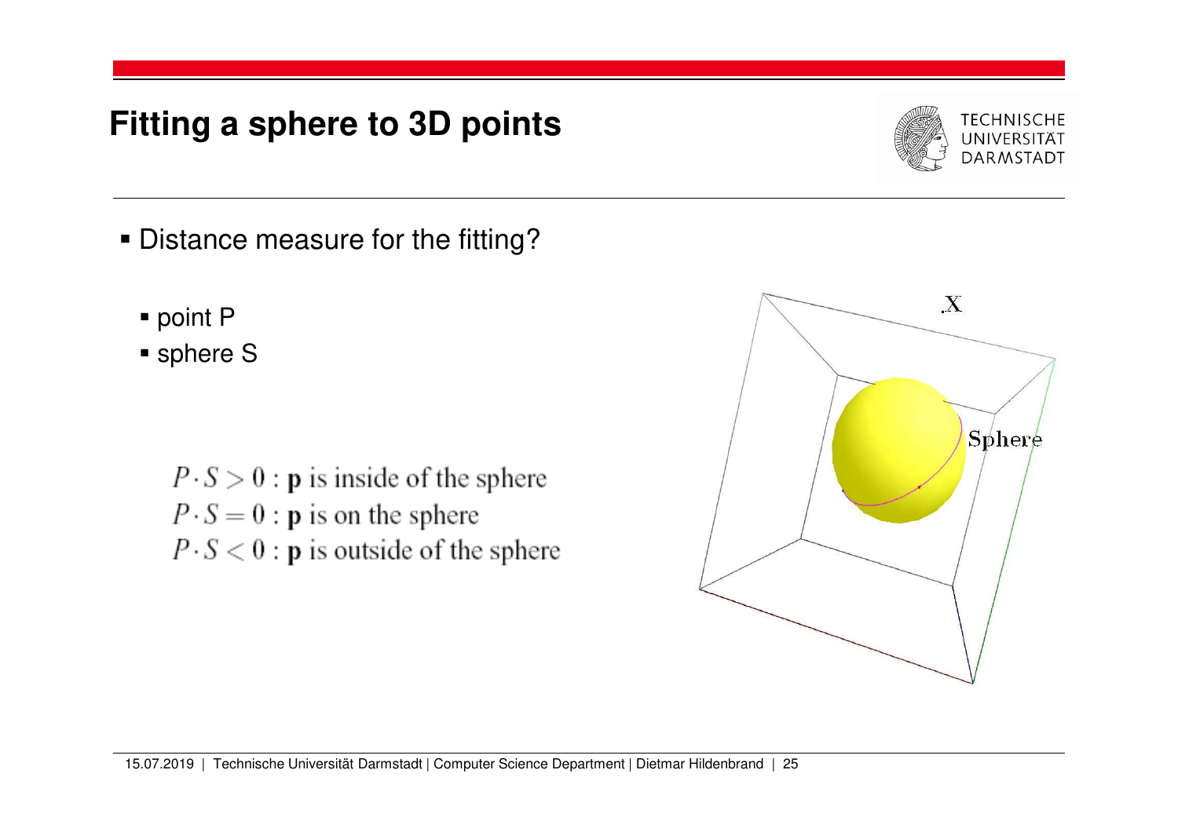# Fitting a sphere to 3D points

- Distance measure for the fitting?
  - point P
  - sphere S

$$P \cdot S > 0 : \mathbf{p} \text{ is inside of the sphere}$$
$$P \cdot S = 0 : \mathbf{p} \text{ is on the sphere}$$
$$P \cdot S < 0 : \mathbf{p} \text{ is outside of the sphere}$$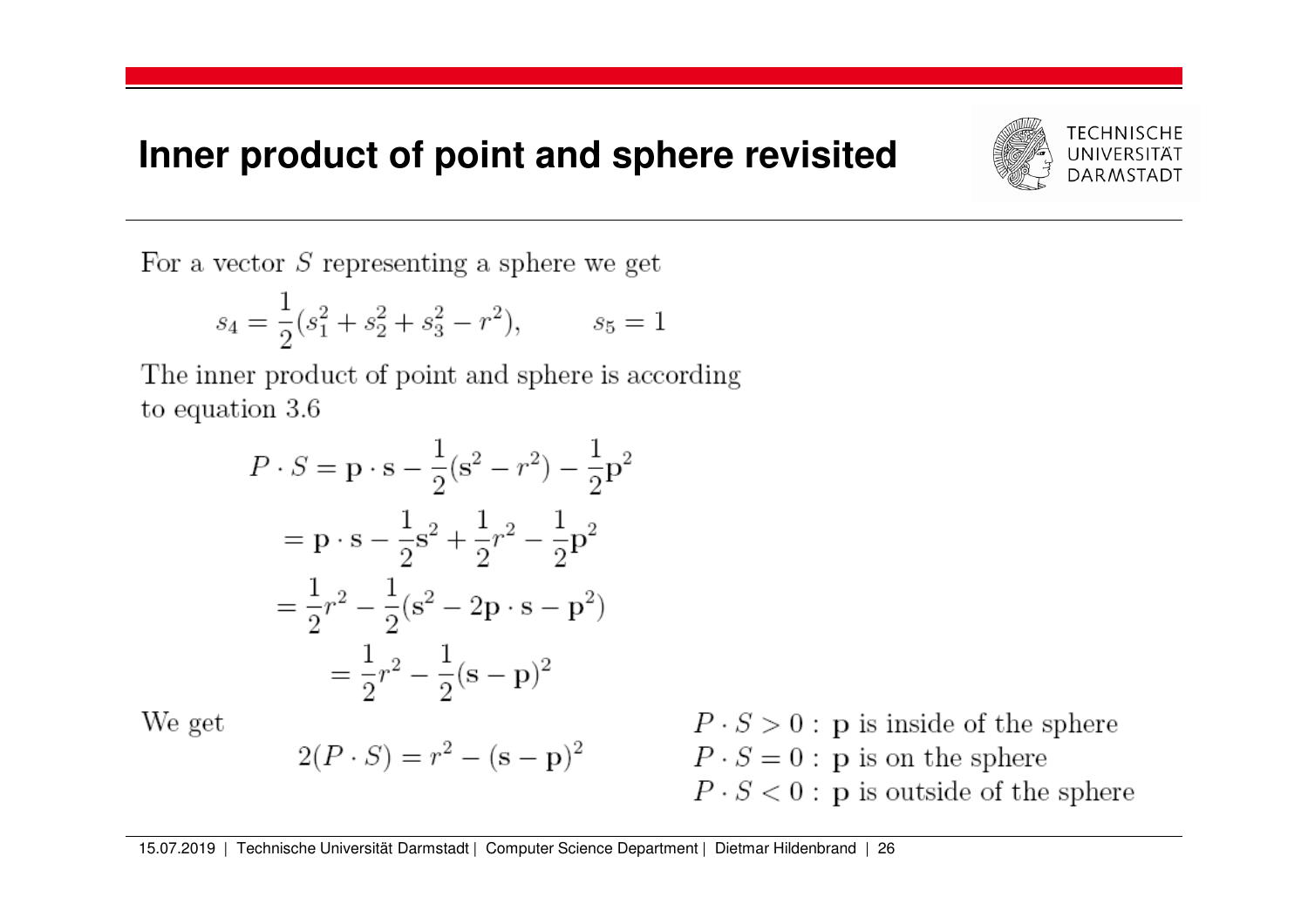# Inner product of point and sphere revisited

For a vector $S$ representing a sphere we get

$$s_4 = \frac{1}{2}(s_1^2 + s_2^2 + s_3^2 - r^2), \qquad s_5 = 1$$

The inner product of point and sphere is according to equation 3.6

$$
\begin{aligned}
P \cdot S &= \mathbf{p} \cdot \mathbf{s} - \frac{1}{2}(\mathbf{s}^2 - r^2) - \frac{1}{2}\mathbf{p}^2 \\
&= \mathbf{p} \cdot \mathbf{s} - \frac{1}{2}\mathbf{s}^2 + \frac{1}{2}r^2 - \frac{1}{2}\mathbf{p}^2 \\
&= \frac{1}{2}r^2 - \frac{1}{2}(\mathbf{s}^2 - 2\mathbf{p} \cdot \mathbf{s} - \mathbf{p}^2) \\
&= \frac{1}{2}r^2 - \frac{1}{2}(\mathbf{s} - \mathbf{p})^2
\end{aligned}
$$

We get

$$2(P \cdot S) = r^2 - (\mathbf{s} - \mathbf{p})^2$$

$P \cdot S > 0$ : $\mathbf{p}$ is inside of the sphere
$P \cdot S = 0$ : $\mathbf{p}$ is on the sphere
$P \cdot S < 0$ : $\mathbf{p}$ is outside of the sphere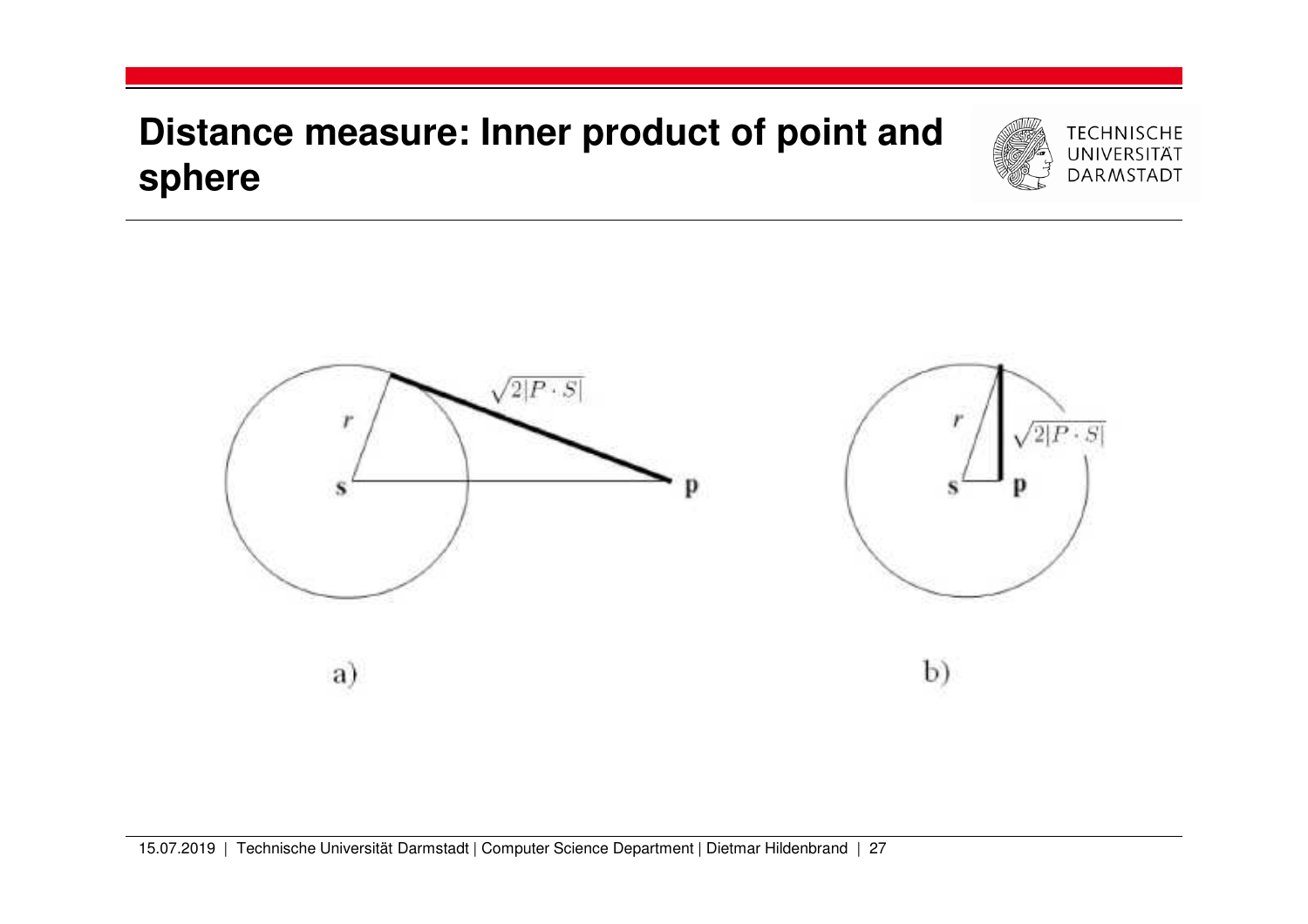# Distance measure: Inner product of point and sphere

$\sqrt{2|P \cdot S|}$

$r$

$\mathbf{s}$

$\mathbf{p}$

a)

$\sqrt{2|P \cdot S|}$

$r$

$\mathbf{s}$

$\mathbf{p}$

b)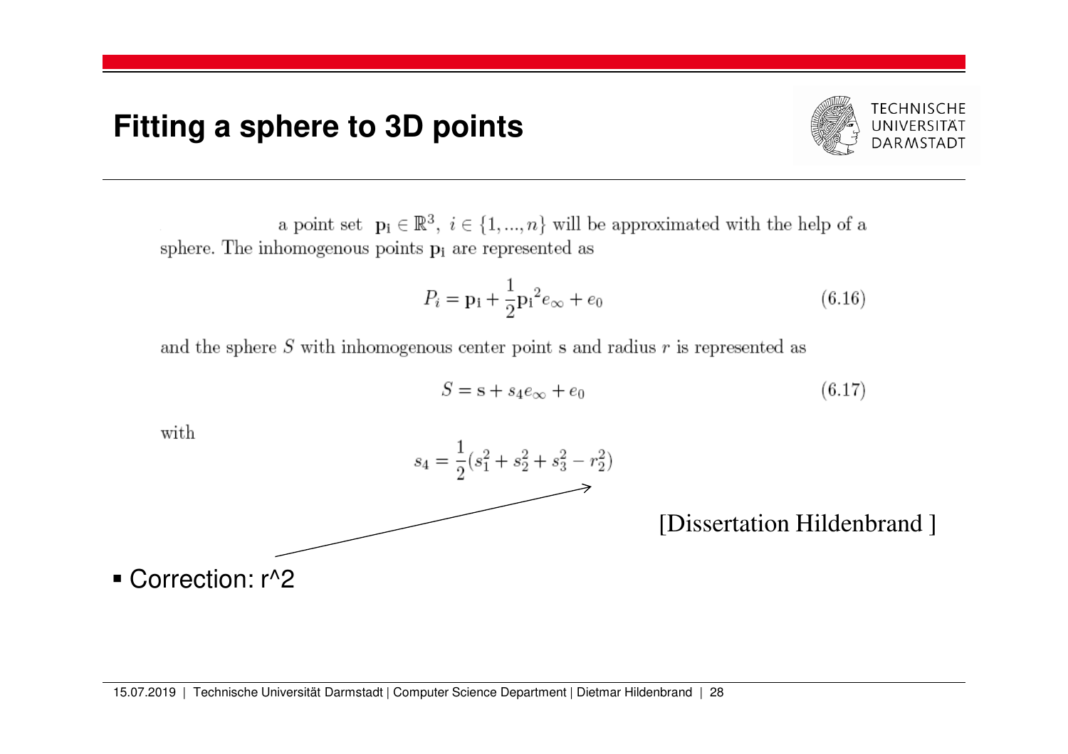# Fitting a sphere to 3D points

a point set $\mathbf{p_i} \in \mathbb{R}^3,\ i \in \{1, ..., n\}$ will be approximated with the help of a sphere. The inhomogenous points $\mathbf{p_i}$ are represented as

$$P_i = \mathbf{p_i} + \frac{1}{2}\mathbf{p_i}^2 e_\infty + e_0 \tag{6.16}$$

and the sphere $S$ with inhomogenous center point s and radius $r$ is represented as

$$S = \mathbf{s} + s_4 e_\infty + e_0 \tag{6.17}$$

with

$$s_4 = \frac{1}{2}(s_1^2 + s_2^2 + s_3^2 - r_2^2)$$

[Dissertation Hildenbrand ]

- Correction: r^2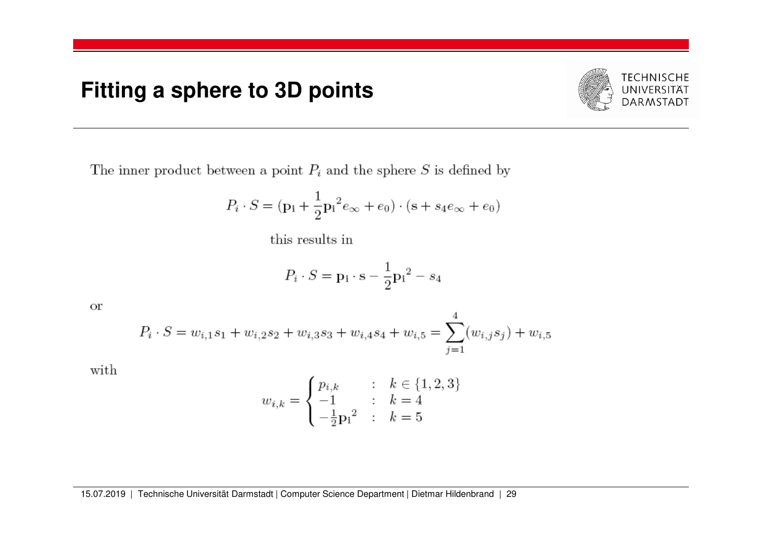# Fitting a sphere to 3D points

The inner product between a point $P_i$ and the sphere $S$ is defined by

$$P_i \cdot S = (\mathbf{p_i} + \frac{1}{2}\mathbf{p_i}^2 e_\infty + e_0) \cdot (\mathbf{s} + s_4 e_\infty + e_0)$$

this results in

$$P_i \cdot S = \mathbf{p_i} \cdot \mathbf{s} - \frac{1}{2}\mathbf{p_i}^2 - s_4$$

or

$$P_i \cdot S = w_{i,1}s_1 + w_{i,2}s_2 + w_{i,3}s_3 + w_{i,4}s_4 + w_{i,5} = \sum_{j=1}^{4}(w_{i,j}s_j) + w_{i,5}$$

with

$$w_{i,k} = \begin{cases} p_{i,k} & : \quad k \in \{1,2,3\} \\ -1 & : \quad k = 4 \\ -\frac{1}{2}\mathbf{p_i}^2 & : \quad k = 5 \end{cases}$$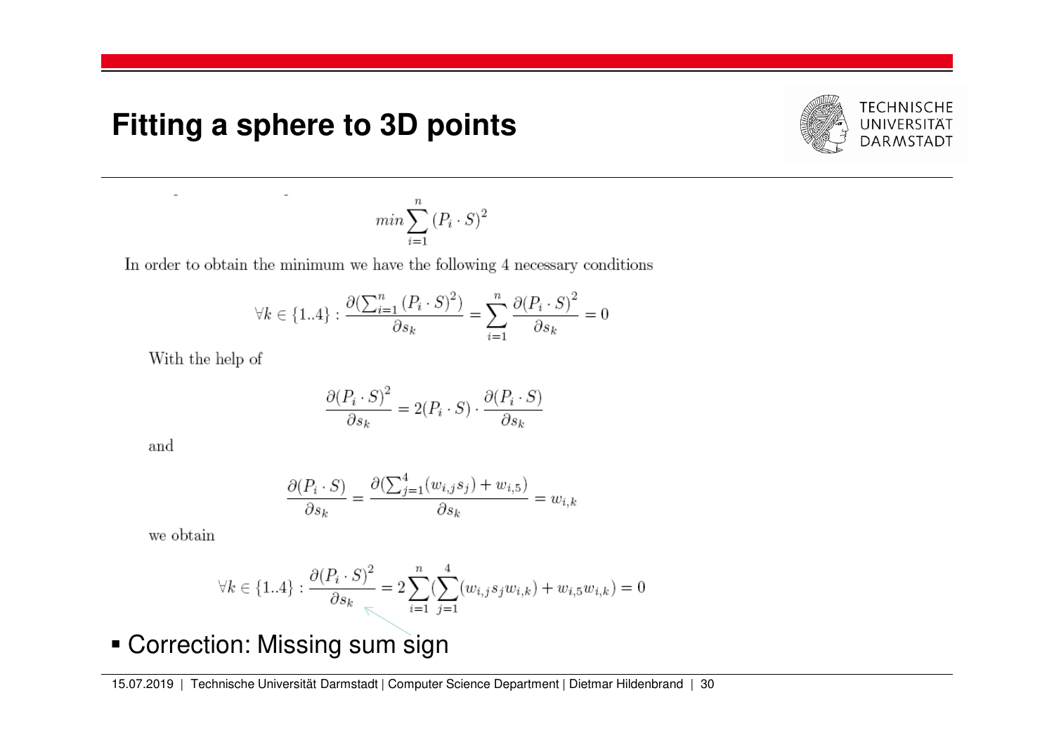# Fitting a sphere to 3D points

$$min \sum_{i=1}^{n} (P_i \cdot S)^2$$

In order to obtain the minimum we have the following 4 necessary conditions

$$\forall k \in \{1..4\} : \frac{\partial(\sum_{i=1}^{n} (P_i \cdot S)^2)}{\partial s_k} = \sum_{i=1}^{n} \frac{\partial (P_i \cdot S)^2}{\partial s_k} = 0$$

With the help of

$$\frac{\partial (P_i \cdot S)^2}{\partial s_k} = 2(P_i \cdot S) \cdot \frac{\partial (P_i \cdot S)}{\partial s_k}$$

and

$$\frac{\partial (P_i \cdot S)}{\partial s_k} = \frac{\partial(\sum_{j=1}^{4} (w_{i,j} s_j) + w_{i,5})}{\partial s_k} = w_{i,k}$$

we obtain

$$\forall k \in \{1..4\} : \frac{\partial (P_i \cdot S)^2}{\partial s_k} = 2 \sum_{i=1}^{n} (\sum_{j=1}^{4} (w_{i,j} s_j w_{i,k}) + w_{i,5} w_{i,k}) = 0$$

- Correction: Missing sum sign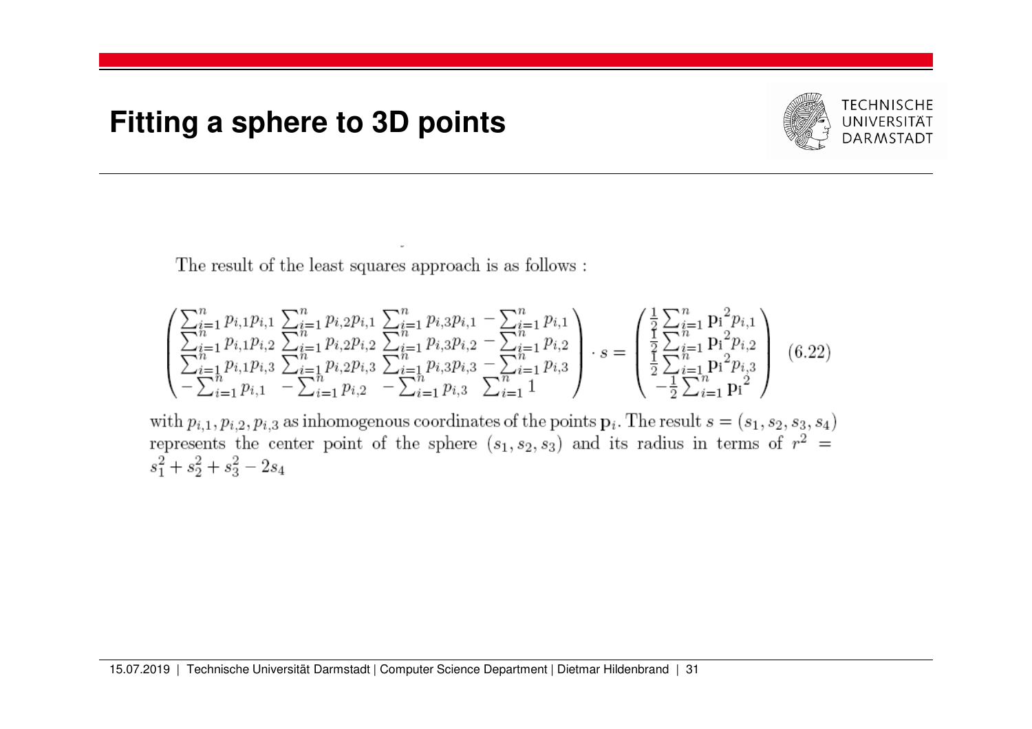# Fitting a sphere to 3D points

The result of the least squares approach is as follows :

$$
\begin{pmatrix}
\sum_{i=1}^{n} p_{i,1}p_{i,1} & \sum_{i=1}^{n} p_{i,2}p_{i,1} & \sum_{i=1}^{n} p_{i,3}p_{i,1} & -\sum_{i=1}^{n} p_{i,1} \\
\sum_{i=1}^{n} p_{i,1}p_{i,2} & \sum_{i=1}^{n} p_{i,2}p_{i,2} & \sum_{i=1}^{n} p_{i,3}p_{i,2} & -\sum_{i=1}^{n} p_{i,2} \\
\sum_{i=1}^{n} p_{i,1}p_{i,3} & \sum_{i=1}^{n} p_{i,2}p_{i,3} & \sum_{i=1}^{n} p_{i,3}p_{i,3} & -\sum_{i=1}^{n} p_{i,3} \\
-\sum_{i=1}^{n} p_{i,1} & -\sum_{i=1}^{n} p_{i,2} & -\sum_{i=1}^{n} p_{i,3} & \sum_{i=1}^{n} 1
\end{pmatrix} \cdot s =
\begin{pmatrix}
\frac{1}{2}\sum_{i=1}^{n} \mathbf{p_i}^2 p_{i,1} \\
\frac{1}{2}\sum_{i=1}^{n} \mathbf{p_i}^2 p_{i,2} \\
\frac{1}{2}\sum_{i=1}^{n} \mathbf{p_i}^2 p_{i,3} \\
-\frac{1}{2}\sum_{i=1}^{n} \mathbf{p_i}^2
\end{pmatrix} \quad (6.22)
$$

with $p_{i,1}, p_{i,2}, p_{i,3}$ as inhomogenous coordinates of the points $\mathbf{p}_i$. The result $s = (s_1, s_2, s_3, s_4)$ represents the center point of the sphere $(s_1, s_2, s_3)$ and its radius in terms of $r^2 = s_1^2 + s_2^2 + s_3^2 - 2s_4$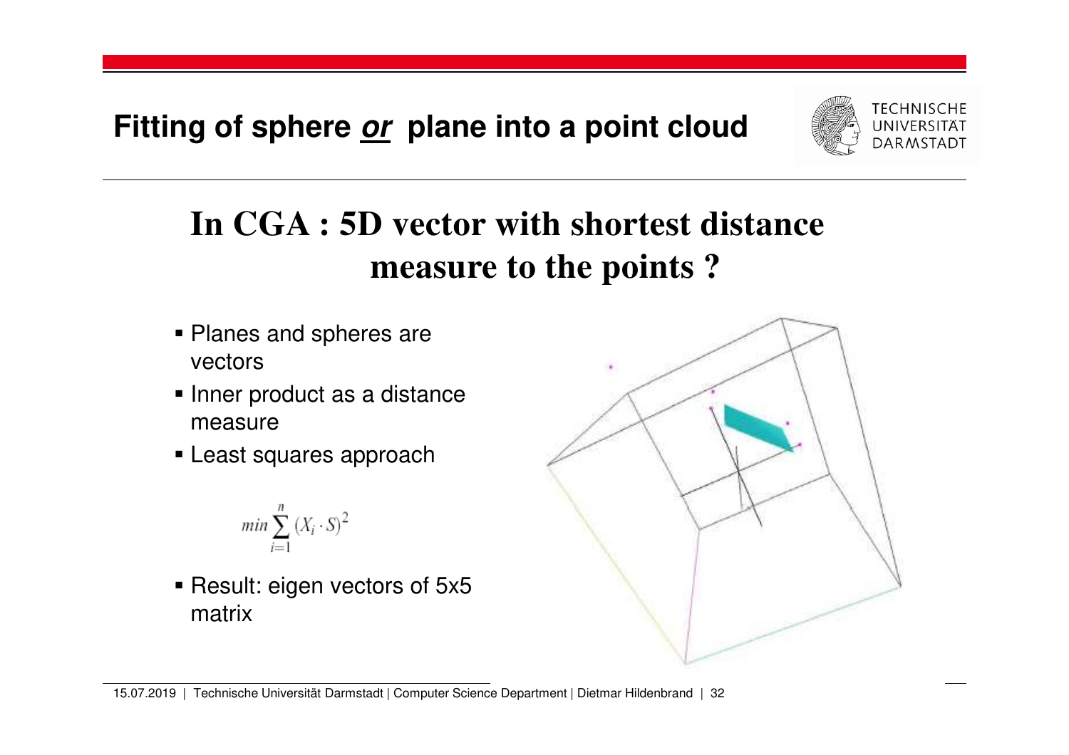# Fitting of sphere *or* plane into a point cloud

## In CGA : 5D vector with shortest distance measure to the points ?

- Planes and spheres are vectors
- Inner product as a distance measure
- Least squares approach

$$min \sum_{i=1}^{n} (X_i \cdot S)^2$$

- Result: eigen vectors of 5x5 matrix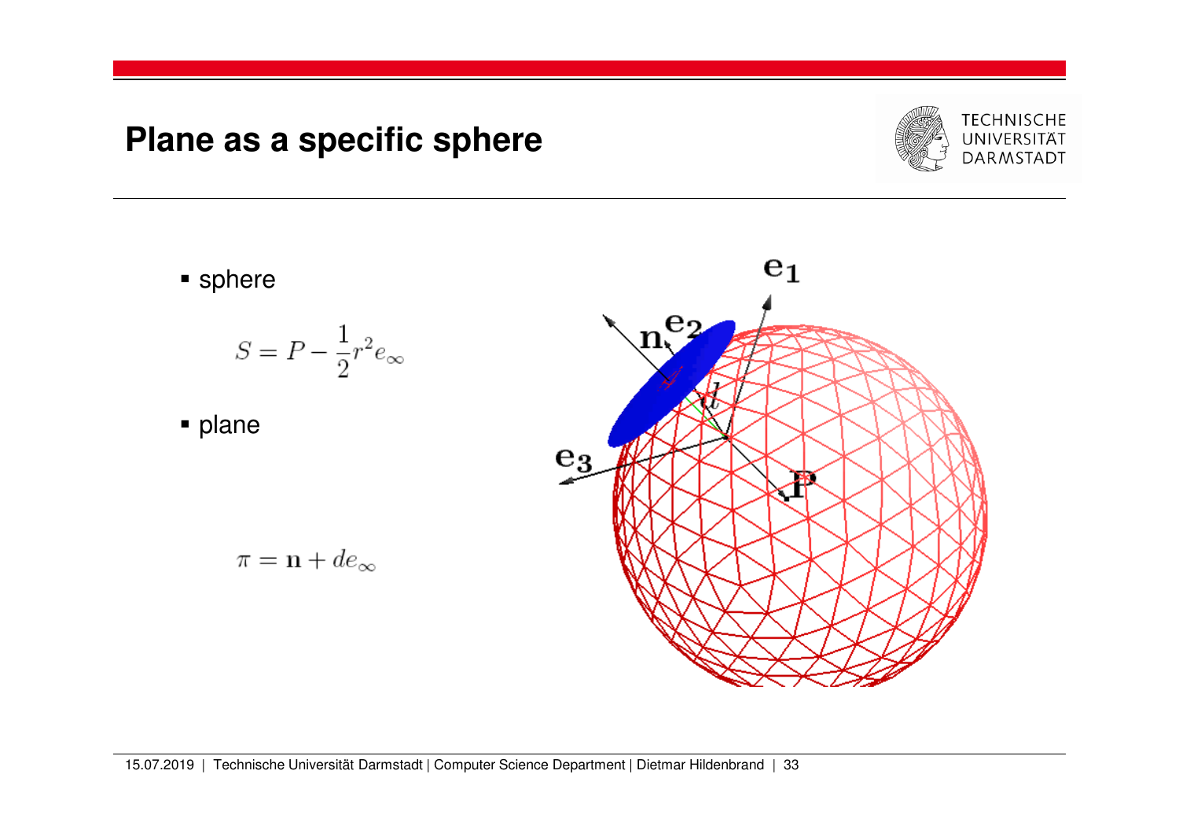# Plane as a specific sphere

- sphere

$$S = P - \frac{1}{2}r^2 e_\infty$$

- plane

$$\pi = \mathbf{n} + d e_\infty$$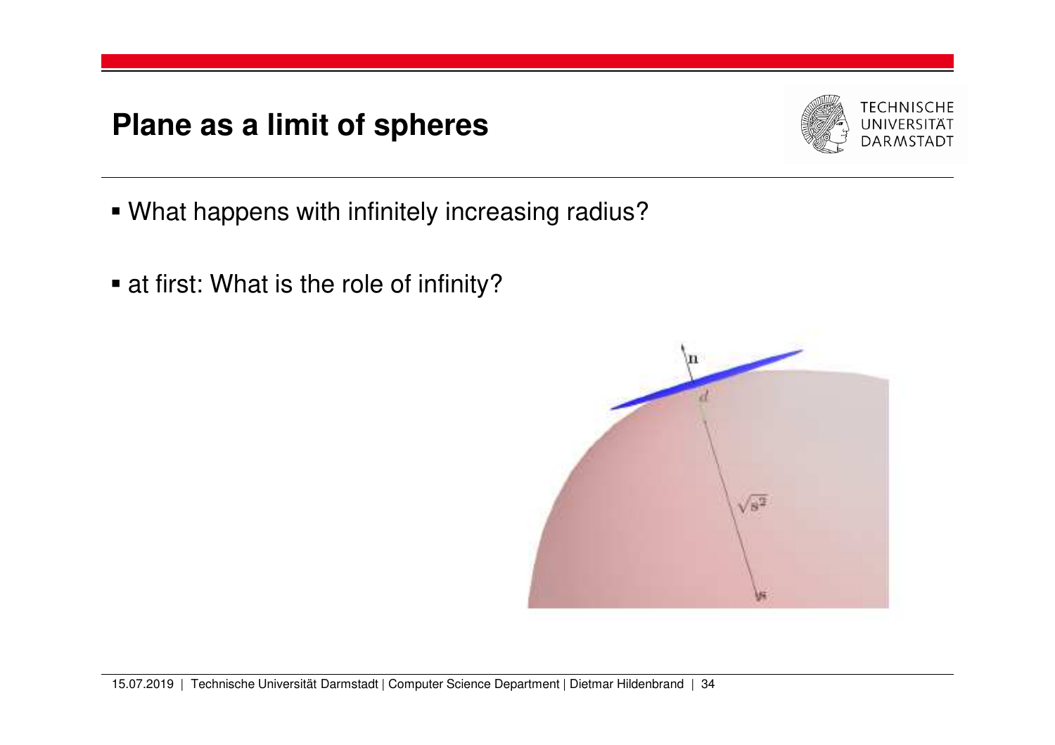# Plane as a limit of spheres

- What happens with infinitely increasing radius?
- at first: What is the role of infinity?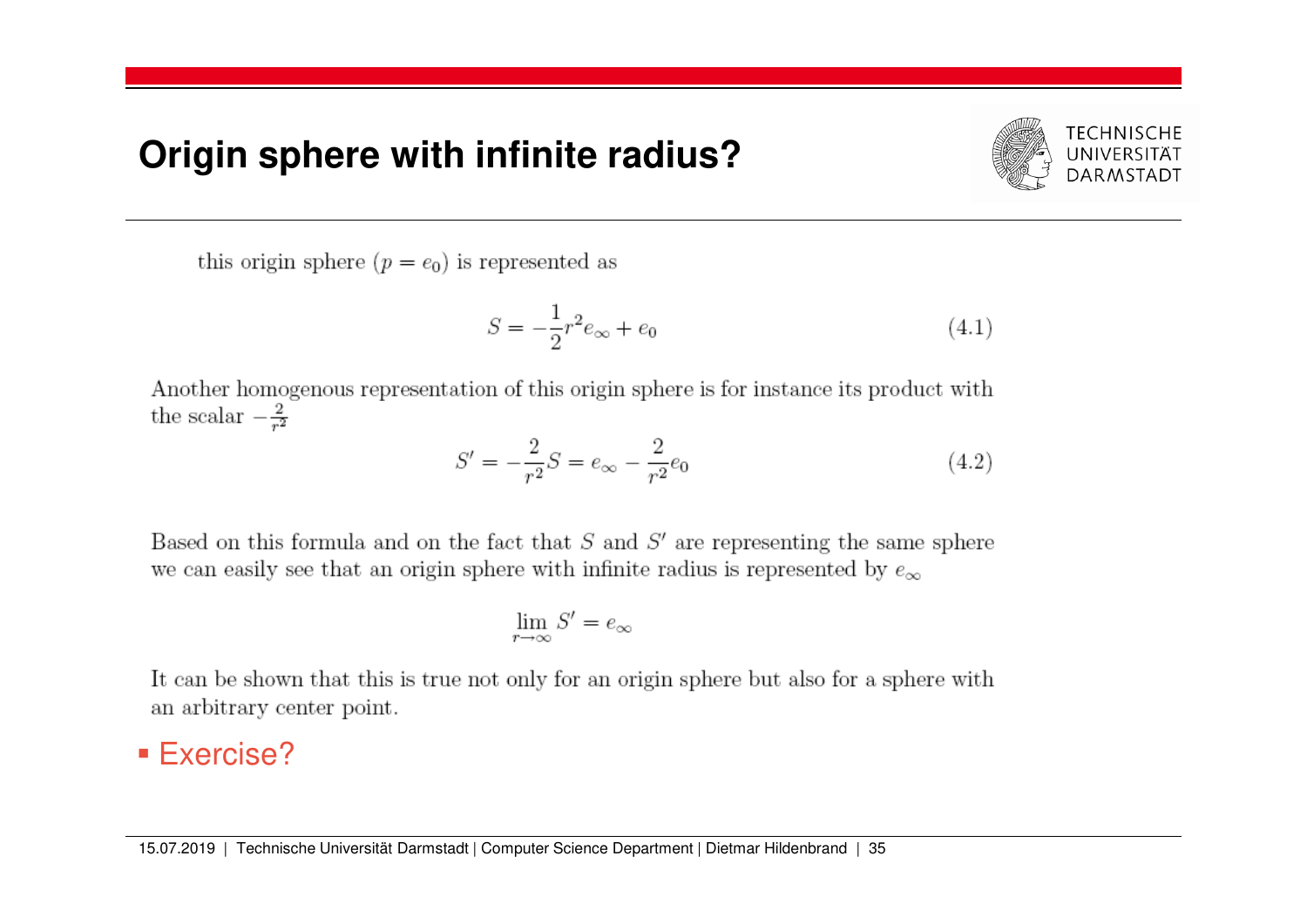# Origin sphere with infinite radius?

this origin sphere ($p = e_0$) is represented as

$$S = -\frac{1}{2}r^2 e_\infty + e_0 \tag{4.1}$$

Another homogenous representation of this origin sphere is for instance its product with the scalar $-\frac{2}{r^2}$

$$S' = -\frac{2}{r^2}S = e_\infty - \frac{2}{r^2}e_0 \tag{4.2}$$

Based on this formula and on the fact that $S$ and $S'$ are representing the same sphere we can easily see that an origin sphere with infinite radius is represented by $e_\infty$

$$\lim_{r \to \infty} S' = e_\infty$$

It can be shown that this is true not only for an origin sphere but also for a sphere with an arbitrary center point.

- Exercise?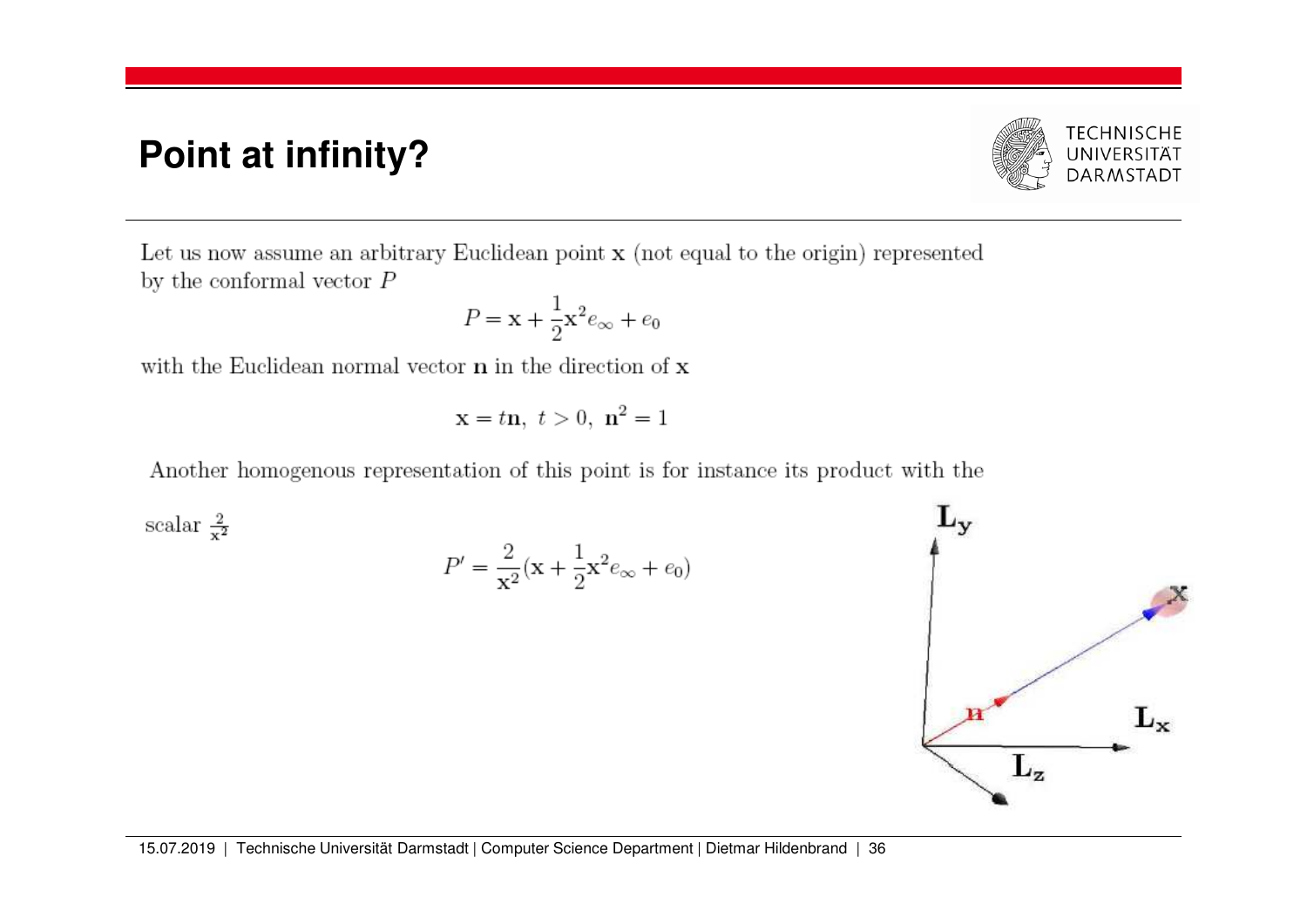# Point at infinity?

Let us now assume an arbitrary Euclidean point $\mathbf{x}$ (not equal to the origin) represented by the conformal vector $P$

$$P = \mathbf{x} + \frac{1}{2}\mathbf{x}^2 e_\infty + e_0$$

with the Euclidean normal vector $\mathbf{n}$ in the direction of $\mathbf{x}$

$$\mathbf{x} = t\mathbf{n}, \ t > 0, \ \mathbf{n}^2 = 1$$

Another homogenous representation of this point is for instance its product with the scalar $\frac{2}{\mathbf{x}^2}$

$$P' = \frac{2}{\mathbf{x}^2}(\mathbf{x} + \frac{1}{2}\mathbf{x}^2 e_\infty + e_0)$$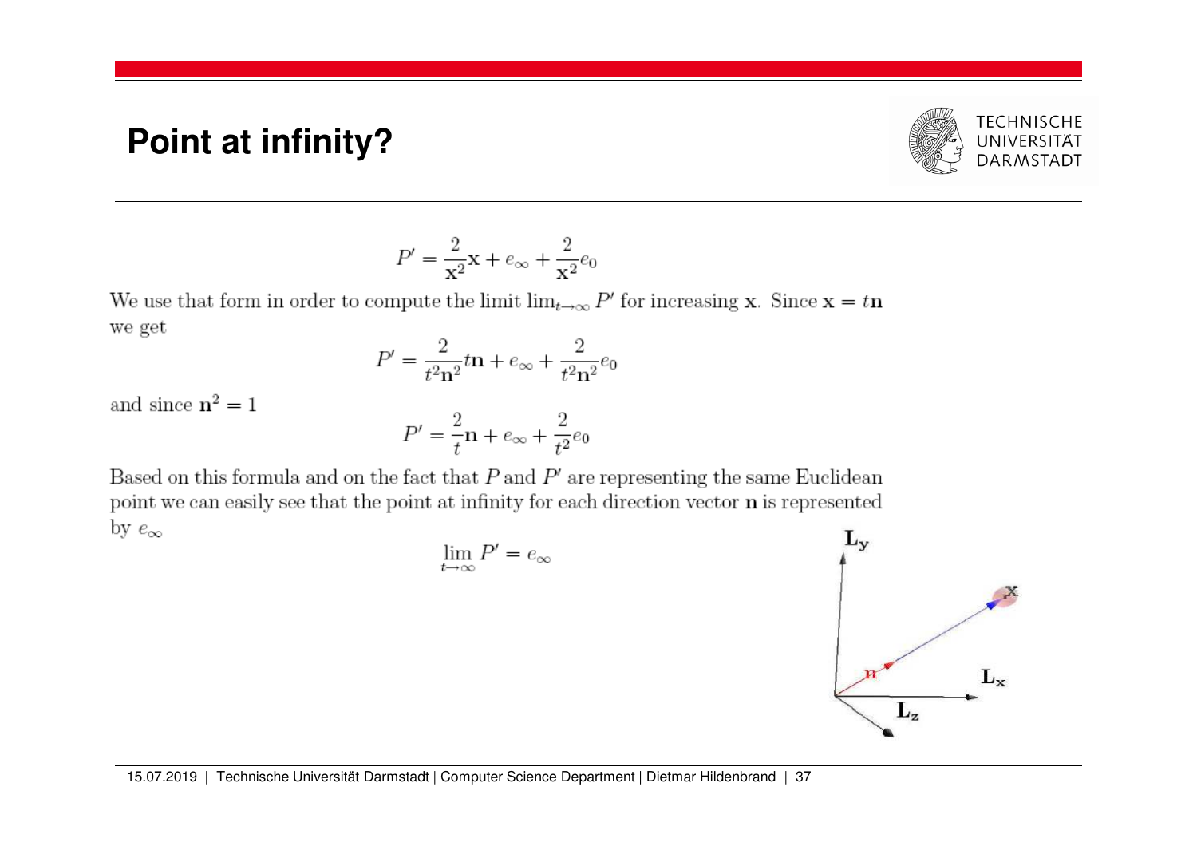# Point at infinity?

$$P' = \frac{2}{\mathbf{x}^2}\mathbf{x} + e_\infty + \frac{2}{\mathbf{x}^2}e_0$$

We use that form in order to compute the limit $\lim_{t\to\infty} P'$ for increasing $\mathbf{x}$. Since $\mathbf{x} = t\mathbf{n}$ we get

$$P' = \frac{2}{t^2\mathbf{n}^2}t\mathbf{n} + e_\infty + \frac{2}{t^2\mathbf{n}^2}e_0$$

and since $\mathbf{n}^2 = 1$

$$P' = \frac{2}{t}\mathbf{n} + e_\infty + \frac{2}{t^2}e_0$$

Based on this formula and on the fact that $P$ and $P'$ are representing the same Euclidean point we can easily see that the point at infinity for each direction vector $\mathbf{n}$ is represented by $e_\infty$

$$\lim_{t\to\infty} P' = e_\infty$$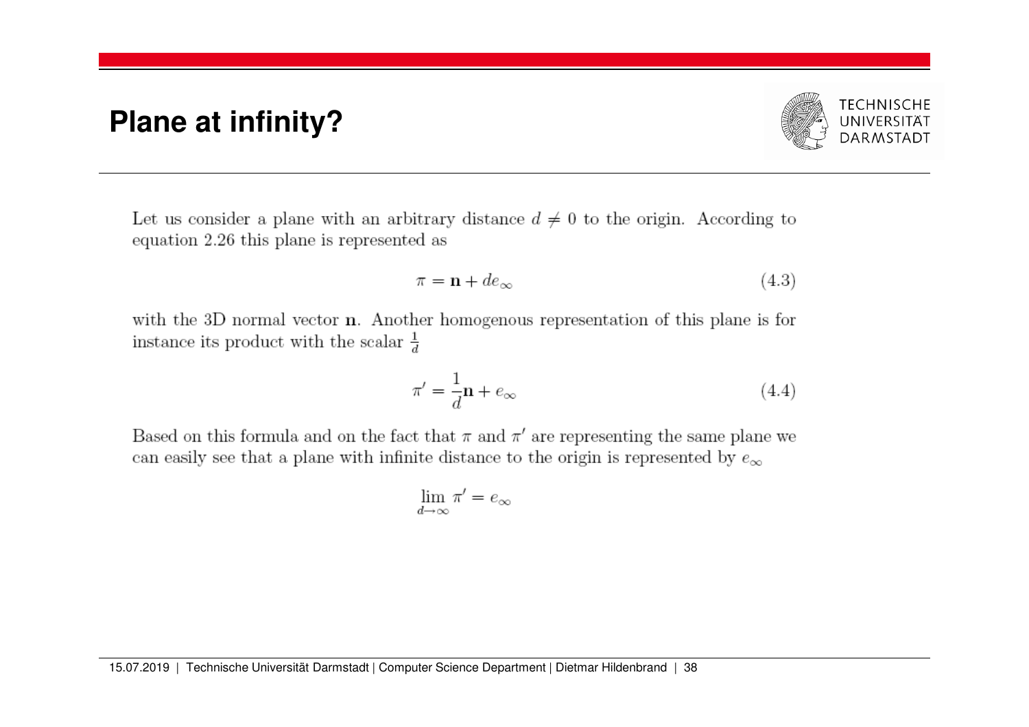# Plane at infinity?

Let us consider a plane with an arbitrary distance $d \neq 0$ to the origin. According to equation 2.26 this plane is represented as

$$\pi = \mathbf{n} + de_\infty \tag{4.3}$$

with the 3D normal vector $\mathbf{n}$. Another homogenous representation of this plane is for instance its product with the scalar $\frac{1}{d}$

$$\pi' = \frac{1}{d}\mathbf{n} + e_\infty \tag{4.4}$$

Based on this formula and on the fact that $\pi$ and $\pi'$ are representing the same plane we can easily see that a plane with infinite distance to the origin is represented by $e_\infty$

$$\lim_{d \to \infty} \pi' = e_\infty$$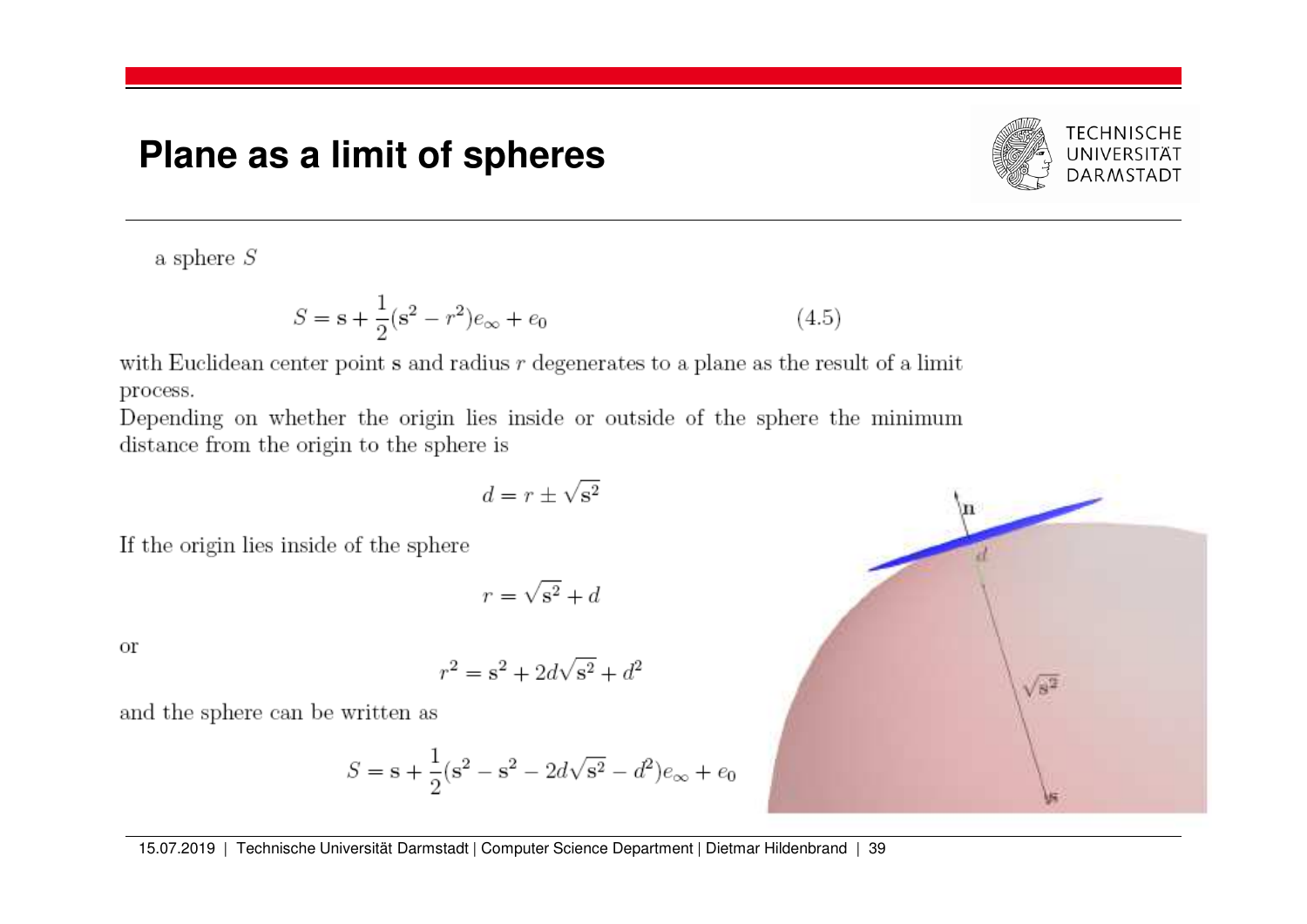# Plane as a limit of spheres

a sphere $S$

$$S = \mathbf{s} + \frac{1}{2}(\mathbf{s}^2 - r^2)e_\infty + e_0 \tag{4.5}$$

with Euclidean center point $\mathbf{s}$ and radius $r$ degenerates to a plane as the result of a limit process.

Depending on whether the origin lies inside or outside of the sphere the minimum distance from the origin to the sphere is

$$d = r \pm \sqrt{\mathbf{s}^2}$$

If the origin lies inside of the sphere

$$r = \sqrt{\mathbf{s}^2} + d$$

or

$$r^2 = \mathbf{s}^2 + 2d\sqrt{\mathbf{s}^2} + d^2$$

and the sphere can be written as

$$S = \mathbf{s} + \frac{1}{2}(\mathbf{s}^2 - \mathbf{s}^2 - 2d\sqrt{\mathbf{s}^2} - d^2)e_\infty + e_0$$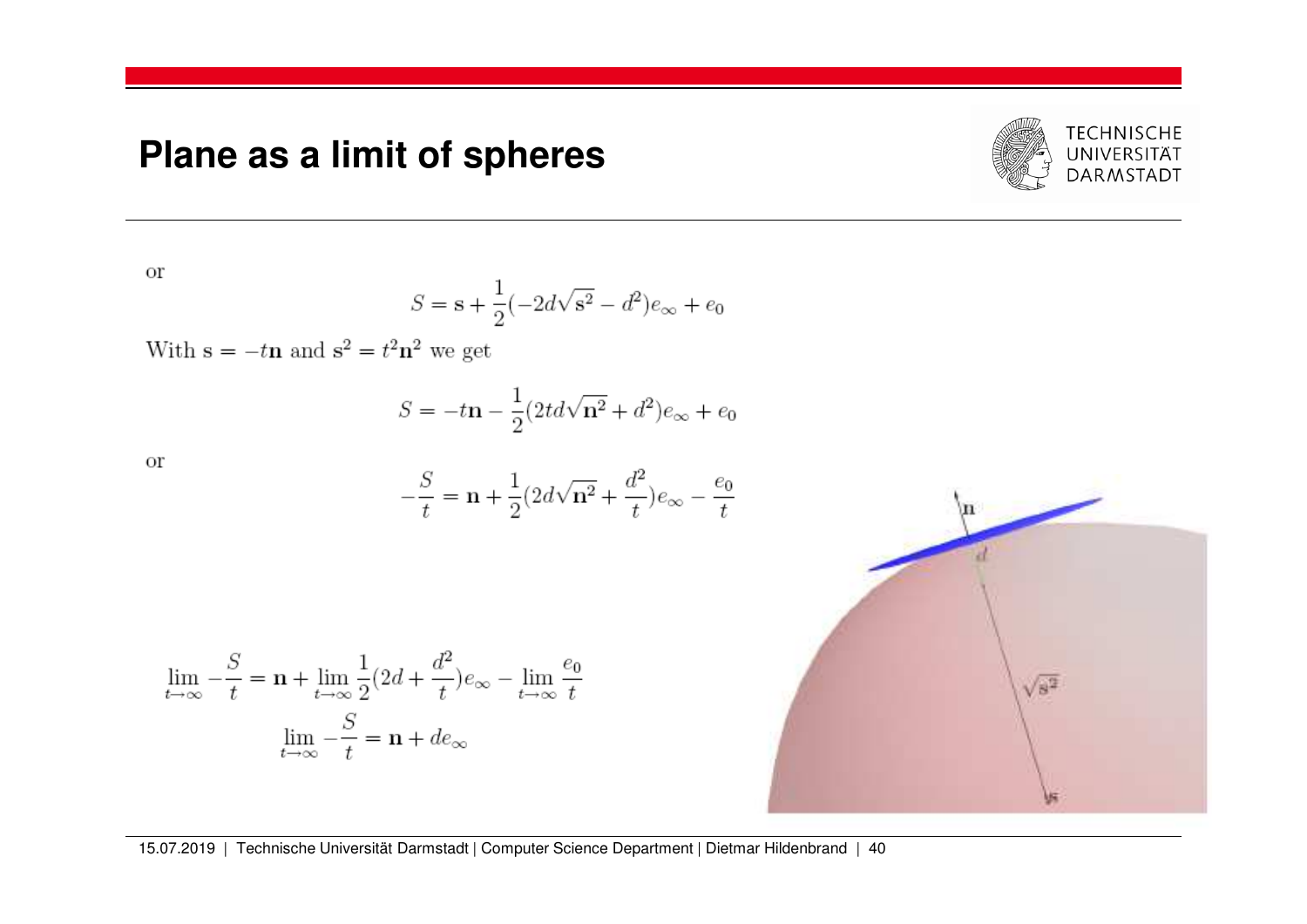# Plane as a limit of spheres

or

$$S = \mathbf{s} + \frac{1}{2}(-2d\sqrt{\mathbf{s}^2} - d^2)e_\infty + e_0$$

With $\mathbf{s} = -t\mathbf{n}$ and $\mathbf{s}^2 = t^2\mathbf{n}^2$ we get

$$S = -t\mathbf{n} - \frac{1}{2}(2td\sqrt{\mathbf{n}^2} + d^2)e_\infty + e_0$$

or

$$-\frac{S}{t} = \mathbf{n} + \frac{1}{2}(2d\sqrt{\mathbf{n}^2} + \frac{d^2}{t})e_\infty - \frac{e_0}{t}$$

$$\lim_{t\to\infty} -\frac{S}{t} = \mathbf{n} + \lim_{t\to\infty} \frac{1}{2}(2d + \frac{d^2}{t})e_\infty - \lim_{t\to\infty} \frac{e_0}{t}$$

$$\lim_{t\to\infty} -\frac{S}{t} = \mathbf{n} + de_\infty$$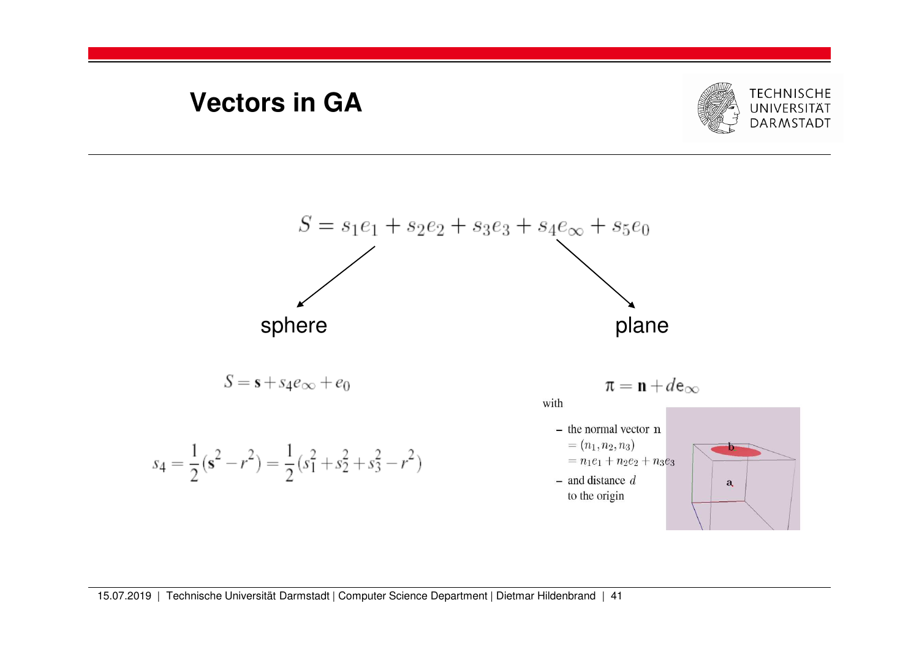# Vectors in GA

$$S = s_1 e_1 + s_2 e_2 + s_3 e_3 + s_4 e_\infty + s_5 e_0$$

sphere

$$S = \mathbf{s} + s_4 e_\infty + e_0$$

$$s_4 = \frac{1}{2}(\mathbf{s}^2 - r^2) = \frac{1}{2}(s_1^2 + s_2^2 + s_3^2 - r^2)$$

plane

$$\pi = \mathbf{n} + d e_\infty$$

with

- the normal vector $\mathbf{n}$
  $= (n_1, n_2, n_3)$
  $= n_1 e_1 + n_2 e_2 + n_3 e_3$
- and distance $d$ to the origin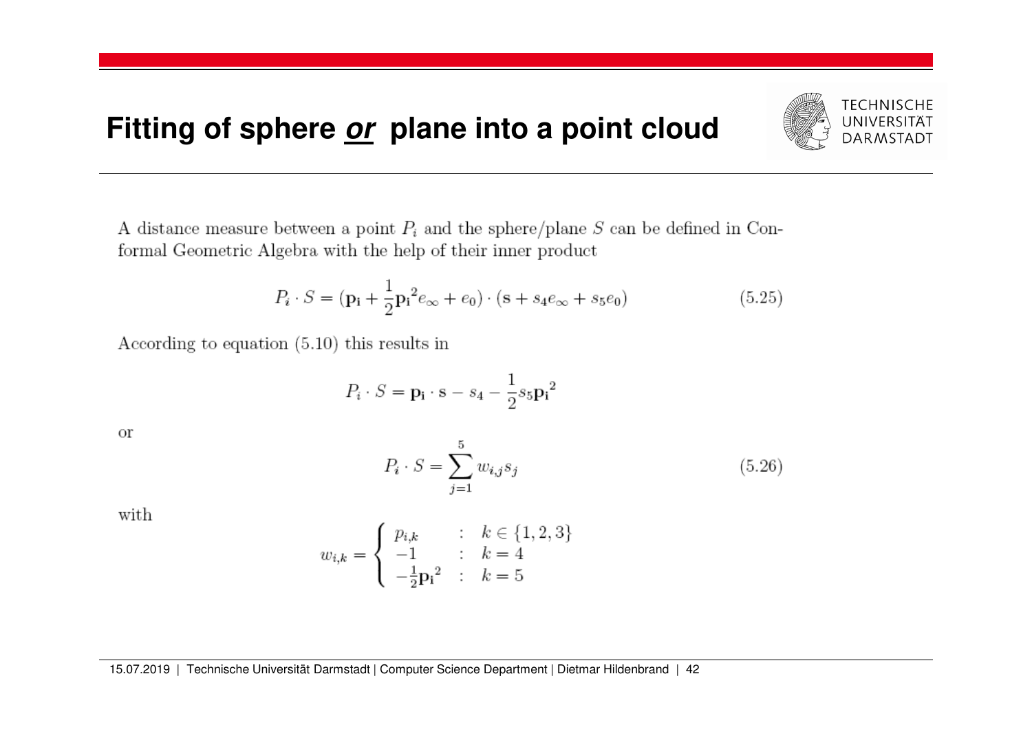# Fitting of sphere ***or*** plane into a point cloud

A distance measure between a point $P_i$ and the sphere/plane $S$ can be defined in Conformal Geometric Algebra with the help of their inner product

$$P_i \cdot S = (\mathbf{p_i} + \frac{1}{2}\mathbf{p_i}^2 e_\infty + e_0) \cdot (\mathbf{s} + s_4 e_\infty + s_5 e_0) \tag{5.25}$$

According to equation (5.10) this results in

$$P_i \cdot S = \mathbf{p_i} \cdot \mathbf{s} - s_4 - \frac{1}{2} s_5 \mathbf{p_i}^2$$

or

$$P_i \cdot S = \sum_{j=1}^{5} w_{i,j} s_j \tag{5.26}$$

with

$$w_{i,k} = \begin{cases} p_{i,k} & : \quad k \in \{1, 2, 3\} \\ -1 & : \quad k = 4 \\ -\frac{1}{2}\mathbf{p_i}^2 & : \quad k = 5 \end{cases}$$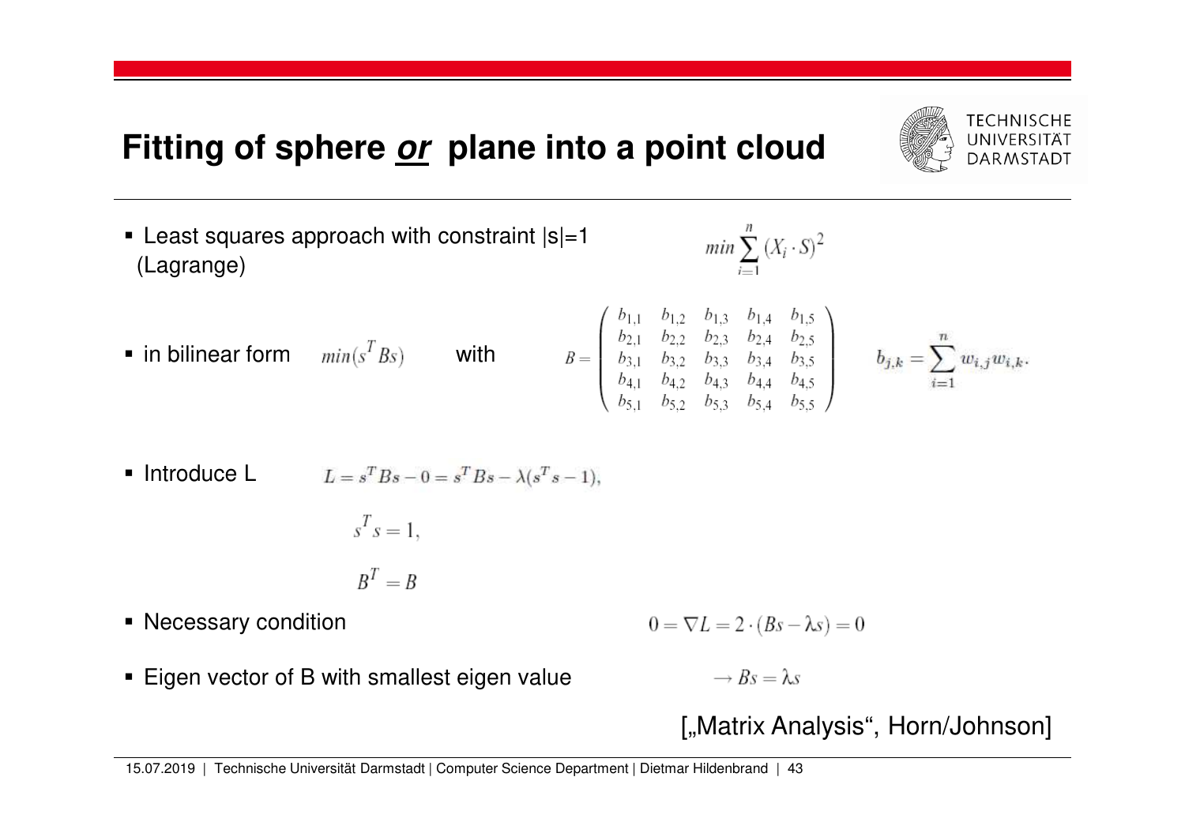# Fitting of sphere ***or*** plane into a point cloud

- Least squares approach with constraint |s|=1 (Lagrange)

$$min \sum_{i=1}^{n} (X_i \cdot S)^2$$

- in bilinear form $min(s^T Bs)$ with

$$B = \begin{pmatrix} b_{1,1} & b_{1,2} & b_{1,3} & b_{1,4} & b_{1,5} \\ b_{2,1} & b_{2,2} & b_{2,3} & b_{2,4} & b_{2,5} \\ b_{3,1} & b_{3,2} & b_{3,3} & b_{3,4} & b_{3,5} \\ b_{4,1} & b_{4,2} & b_{4,3} & b_{4,4} & b_{4,5} \\ b_{5,1} & b_{5,2} & b_{5,3} & b_{5,4} & b_{5,5} \end{pmatrix} \qquad b_{j,k} = \sum_{i=1}^{n} w_{i,j} w_{i,k}.$$

- Introduce L

$$L = s^T Bs - 0 = s^T Bs - \lambda(s^T s - 1),$$

$$s^T s = 1,$$

$$B^T = B$$

- Necessary condition

$$0 = \nabla L = 2 \cdot (Bs - \lambda s) = 0$$

- Eigen vector of B with smallest eigen value

$$\rightarrow Bs = \lambda s$$

[„Matrix Analysis“, Horn/Johnson]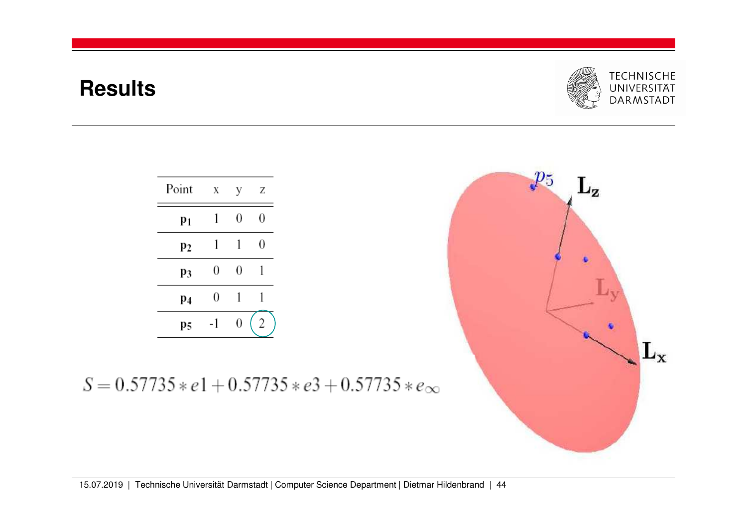# Results

| Point | x | y | z |
|---|---|---|---|
| $\mathbf{p_1}$ | 1 | 0 | 0 |
| $\mathbf{p_2}$ | 1 | 1 | 0 |
| $\mathbf{p_3}$ | 0 | 0 | 1 |
| $\mathbf{p_4}$ | 0 | 1 | 1 |
| $\mathbf{p_5}$ | -1 | 0 | 2 |

$$S = 0.57735 * e1 + 0.57735 * e3 + 0.57735 * e_\infty$$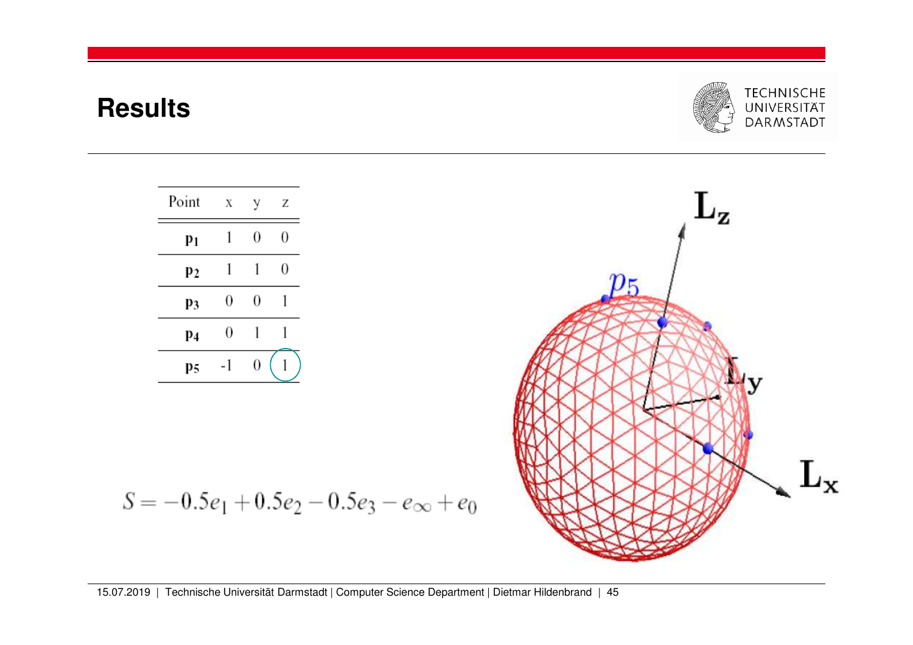# Results

| Point | x | y | z |
|---|---|---|---|
| $p_1$ | 1 | 0 | 0 |
| $p_2$ | 1 | 1 | 0 |
| $p_3$ | 0 | 0 | 1 |
| $p_4$ | 0 | 1 | 1 |
| $p_5$ | -1 | 0 | 1 |

$$S = -0.5e_1 + 0.5e_2 - 0.5e_3 - e_\infty + e_0$$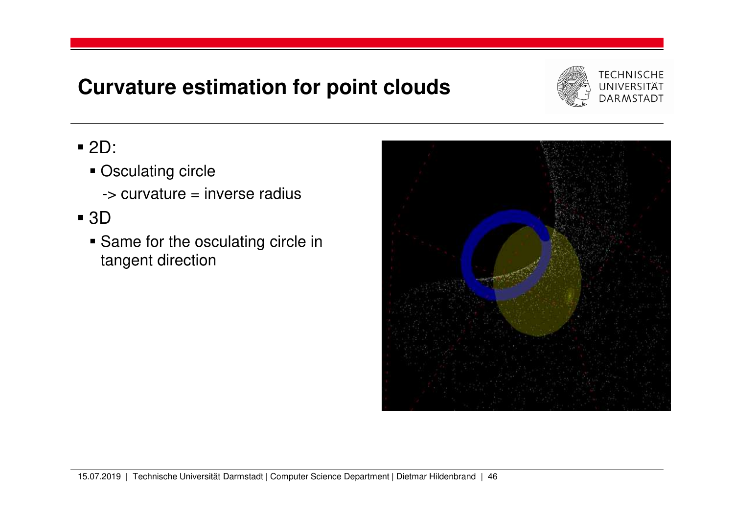# Curvature estimation for point clouds

- 2D:
  - Osculating circle
    
    -> curvature = inverse radius
- 3D
  - Same for the osculating circle in tangent direction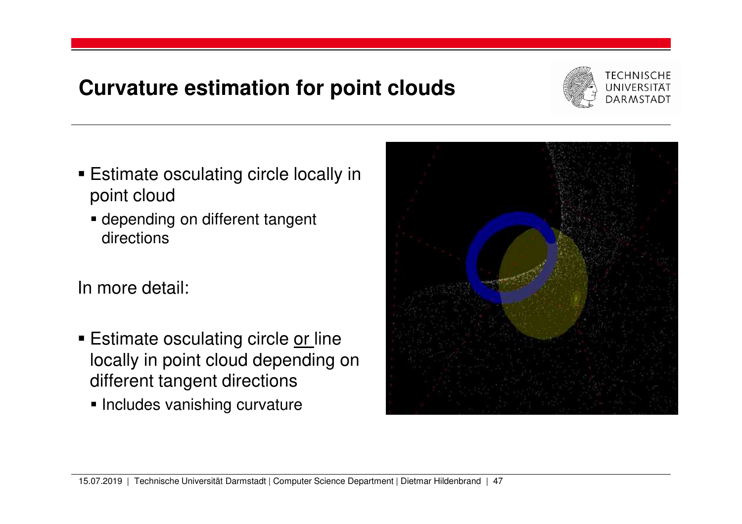# Curvature estimation for point clouds

- Estimate osculating circle locally in point cloud
  - depending on different tangent directions

In more detail:

- Estimate osculating circle <u>or</u> line locally in point cloud depending on different tangent directions
  - Includes vanishing curvature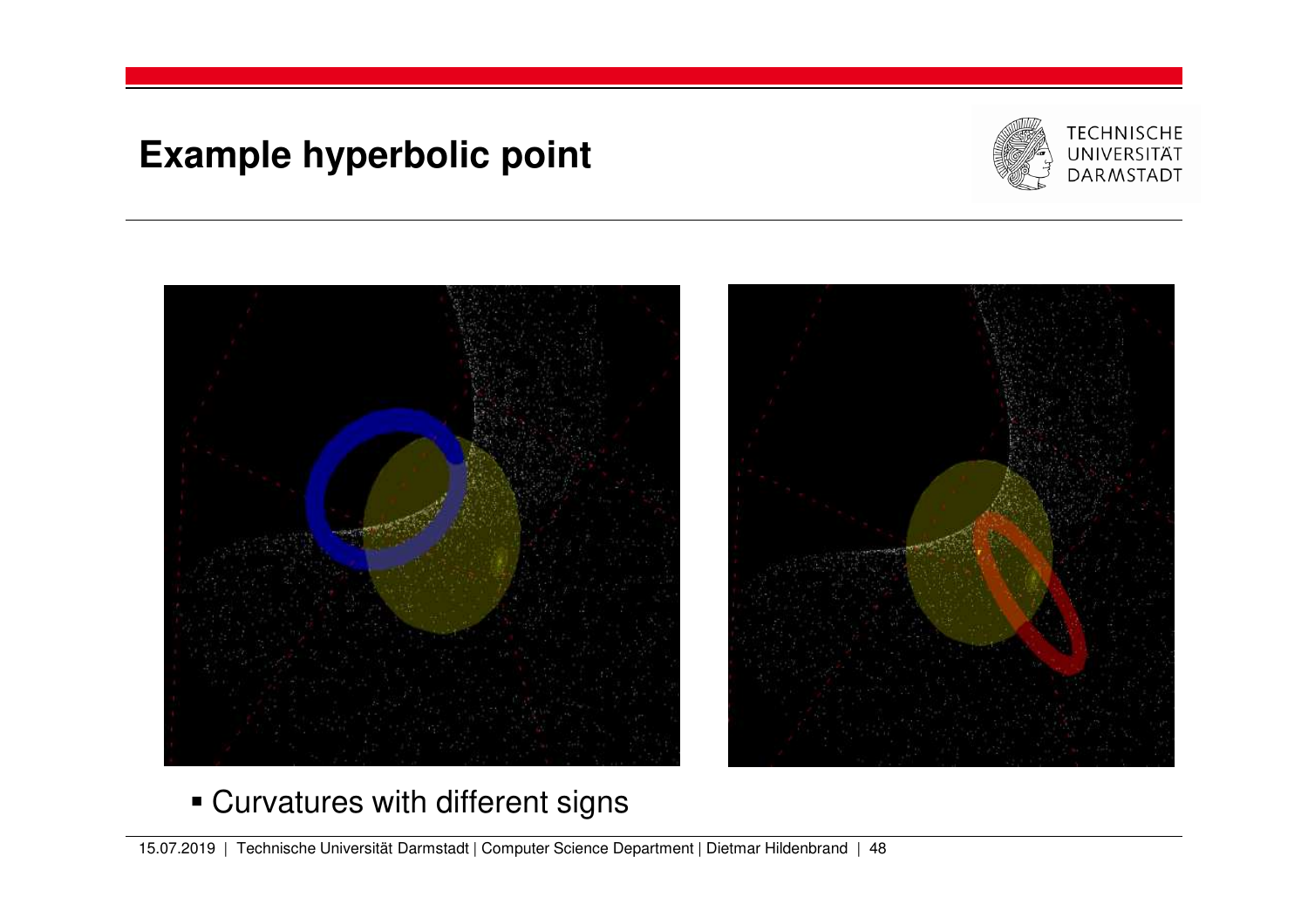# Example hyperbolic point

- Curvatures with different signs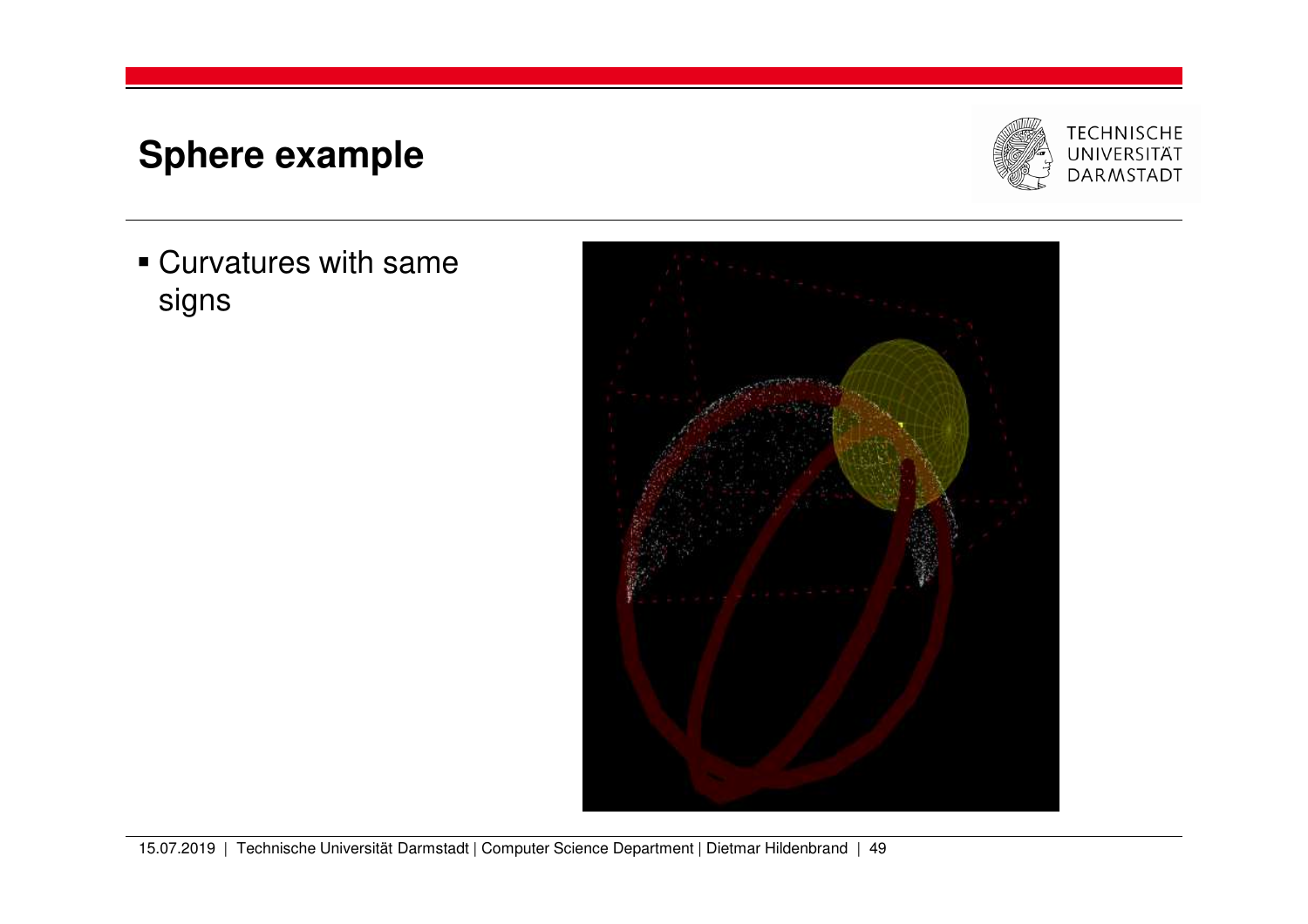# Sphere example

- Curvatures with same signs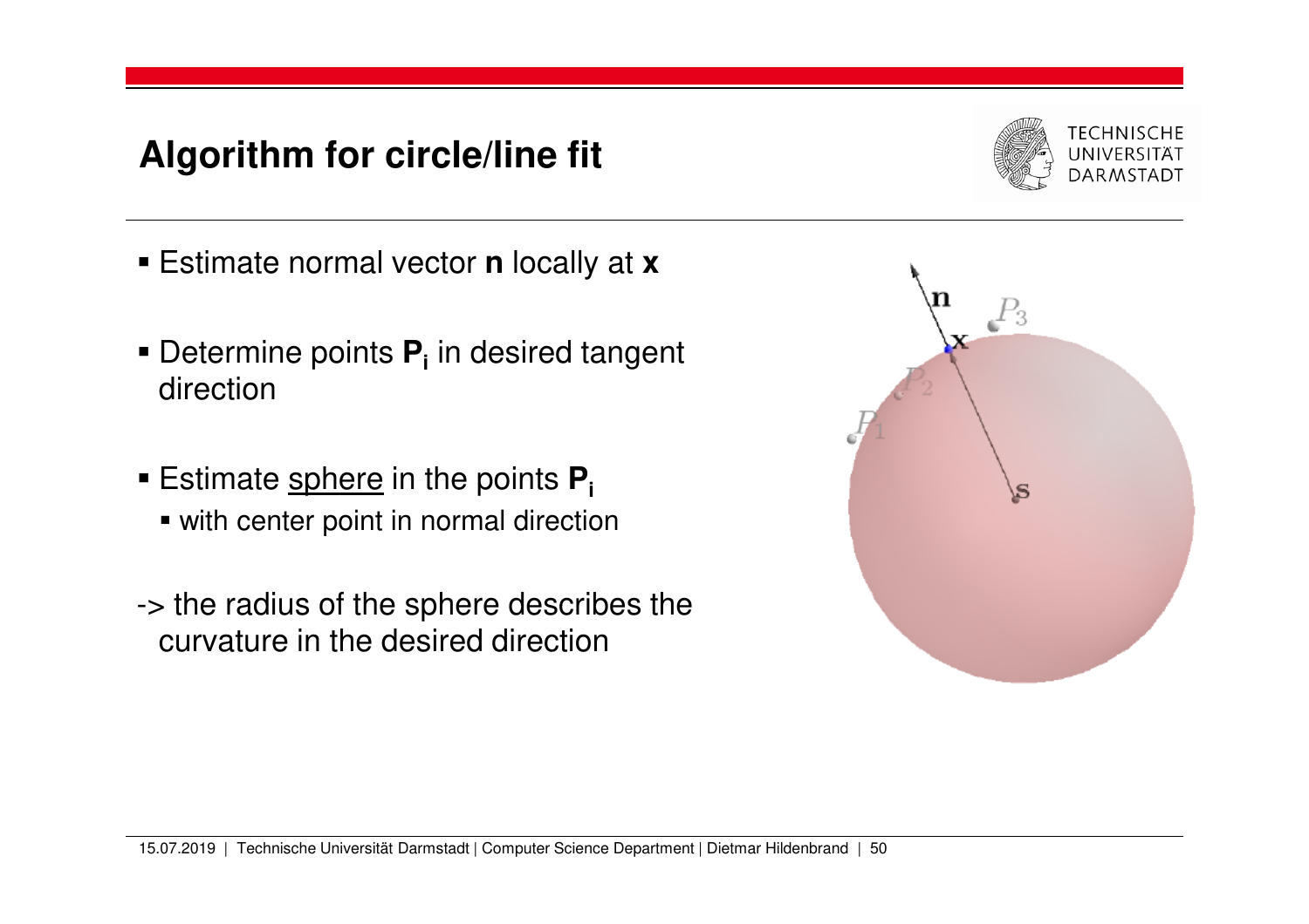# Algorithm for circle/line fit

- Estimate normal vector **n** locally at **x**
- Determine points $\mathbf{P_i}$ in desired tangent direction
- Estimate <u>sphere</u> in the points $\mathbf{P_i}$
  - with center point in normal direction

-> the radius of the sphere describes the curvature in the desired direction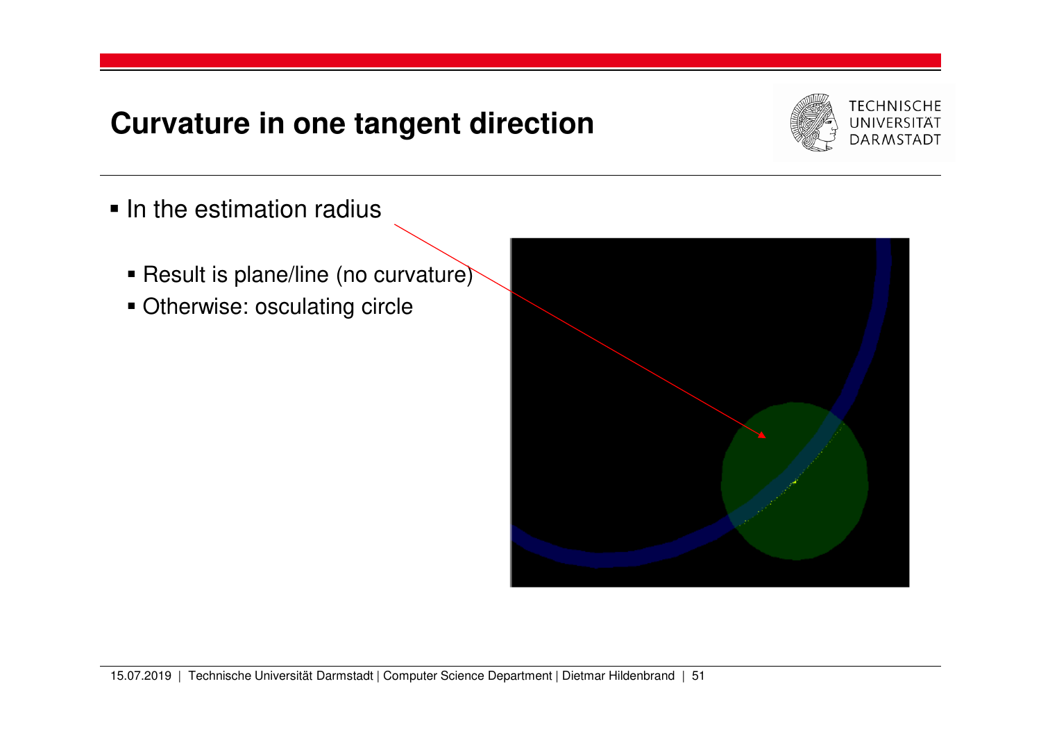# Curvature in one tangent direction

- In the estimation radius
  - Result is plane/line (no curvature)
  - Otherwise: osculating circle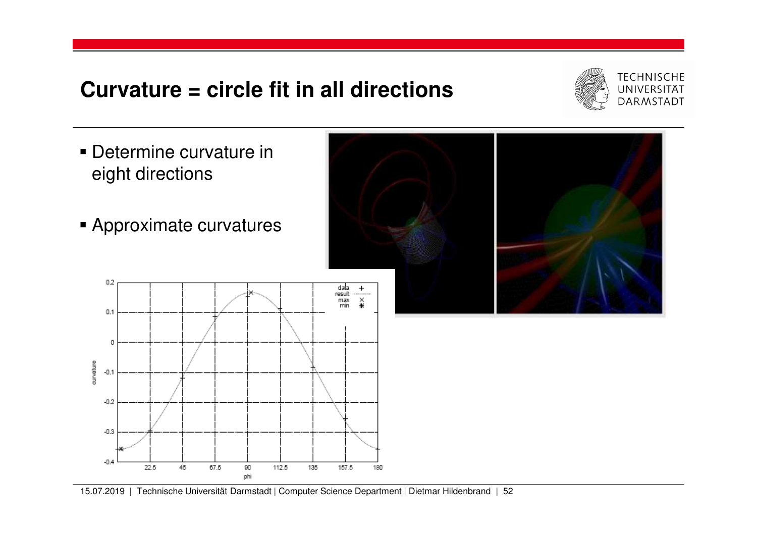# Curvature = circle fit in all directions

- Determine curvature in eight directions
- Approximate curvatures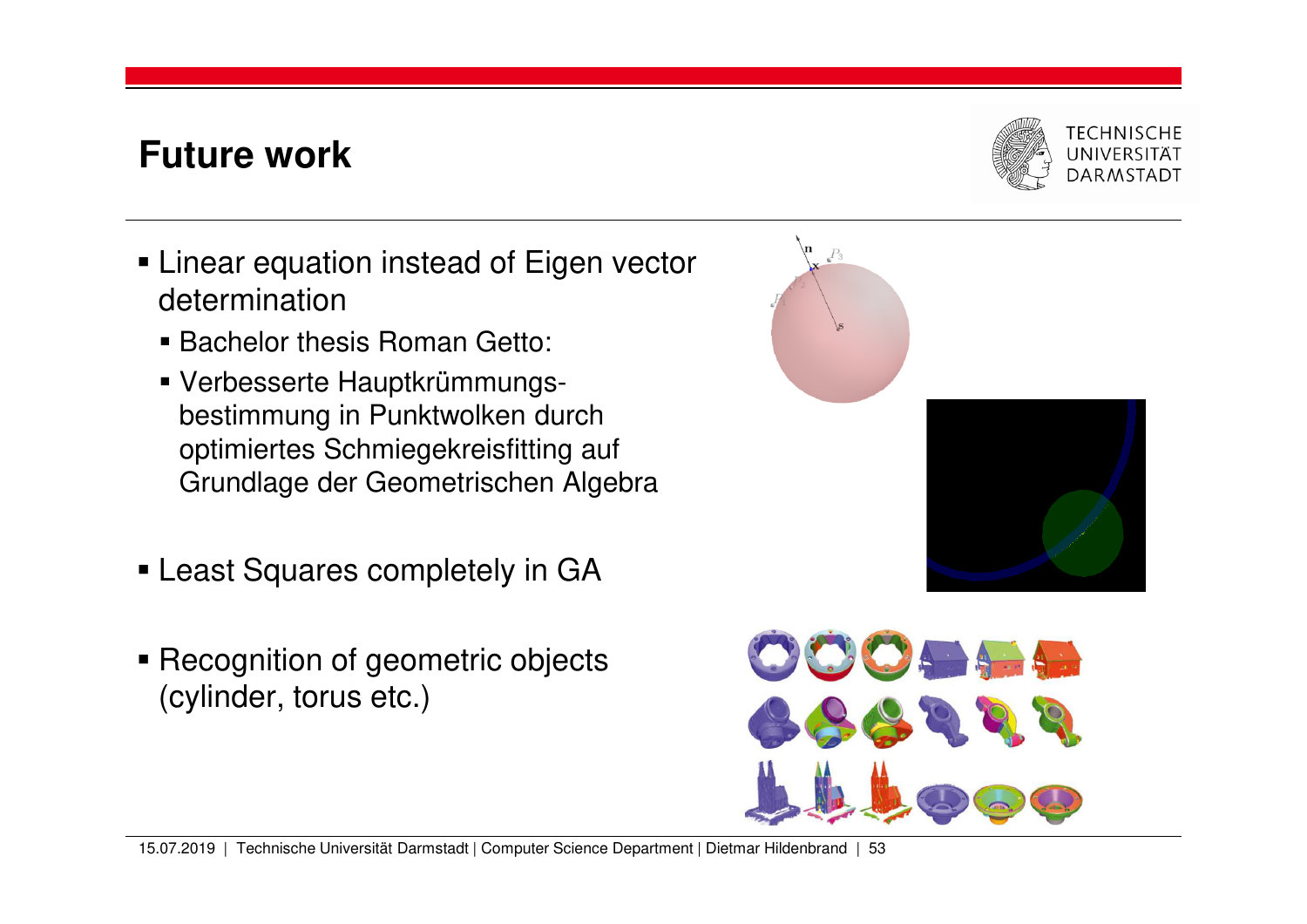# Future work

- Linear equation instead of Eigen vector determination
  - Bachelor thesis Roman Getto:
  - Verbesserte Hauptkrümmungs-bestimmung in Punktwolken durch optimiertes Schmiegekreisfitting auf Grundlage der Geometrischen Algebra
- Least Squares completely in GA
- Recognition of geometric objects (cylinder, torus etc.)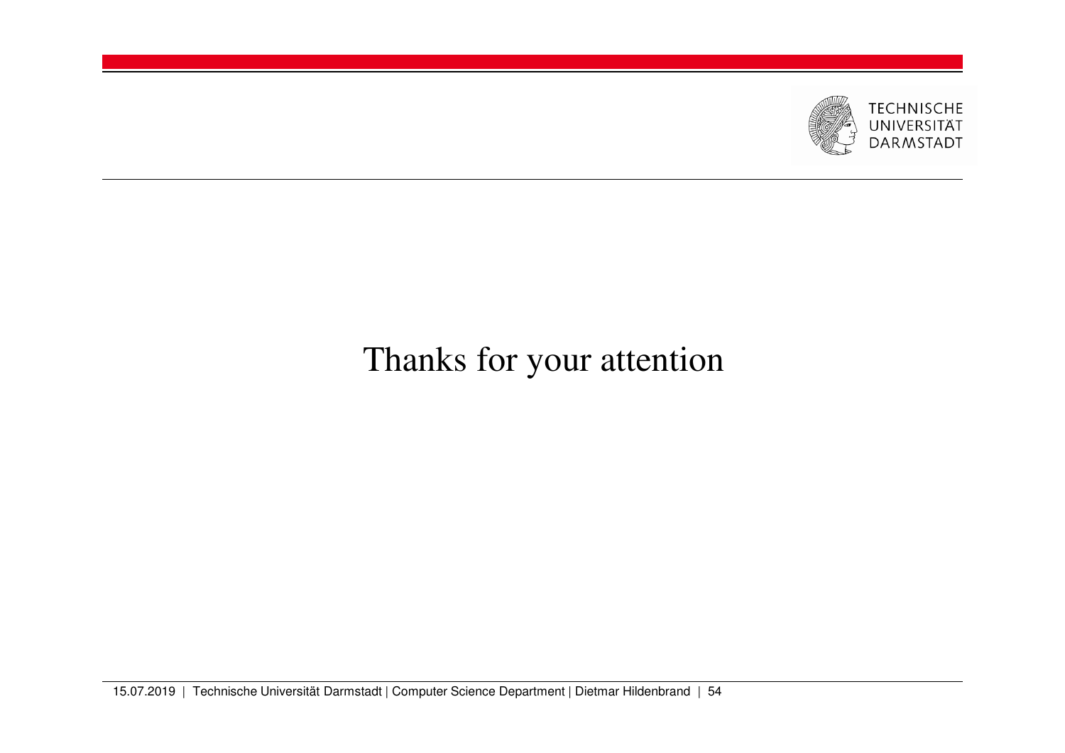Thanks for your attention